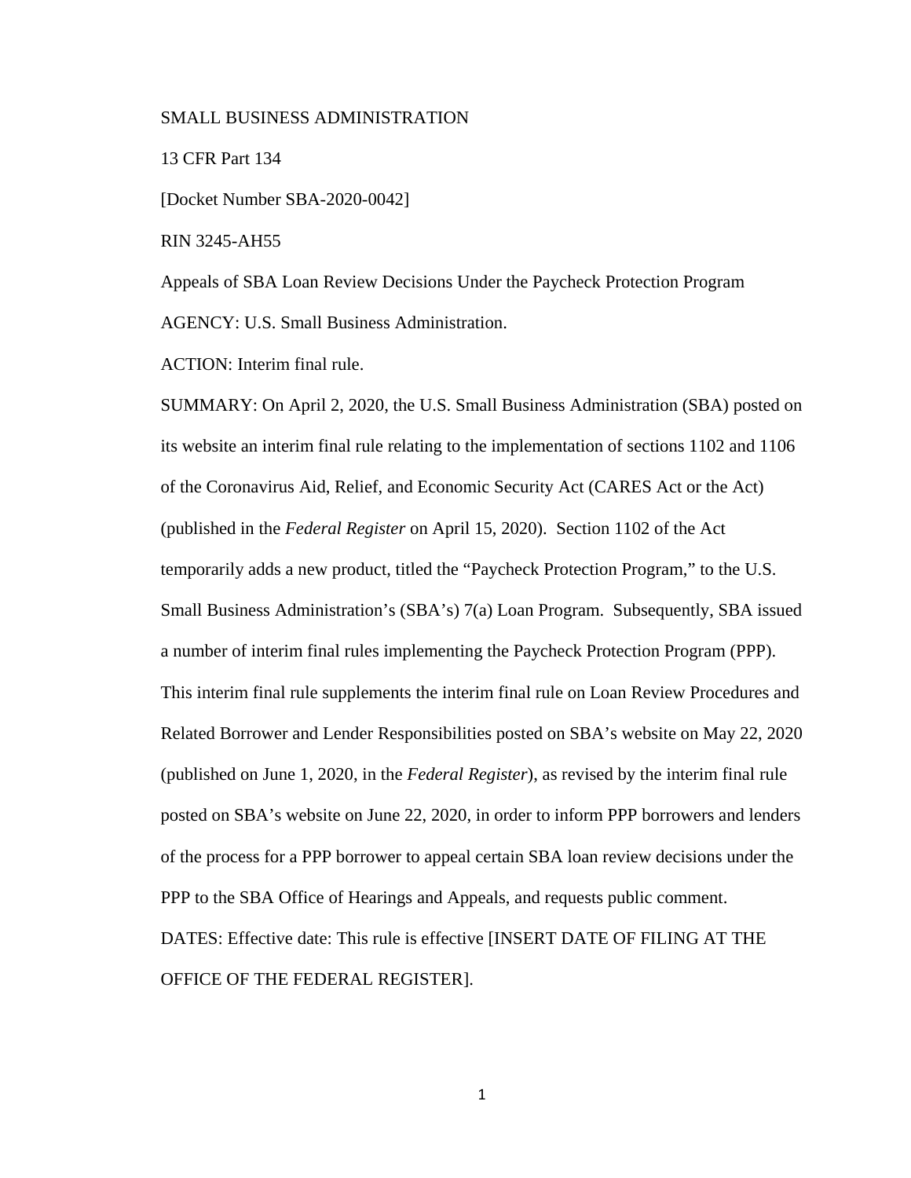SMALL BUSINESS ADMINISTRATION

13 CFR Part 134

[Docket Number SBA-2020-0042]

RIN 3245-AH55

Appeals of SBA Loan Review Decisions Under the Paycheck Protection Program

AGENCY: U.S. Small Business Administration.

ACTION: Interim final rule.

SUMMARY: On April 2, 2020, the U.S. Small Business Administration (SBA) posted on its website an interim final rule relating to the implementation of sections 1102 and 1106 of the Coronavirus Aid, Relief, and Economic Security Act (CARES Act or the Act) (published in the *Federal Register* on April 15, 2020). Section 1102 of the Act temporarily adds a new product, titled the "Paycheck Protection Program," to the U.S. Small Business Administration's (SBA's) 7(a) Loan Program. Subsequently, SBA issued a number of interim final rules implementing the Paycheck Protection Program (PPP). This interim final rule supplements the interim final rule on Loan Review Procedures and Related Borrower and Lender Responsibilities posted on SBA's website on May 22, 2020 (published on June 1, 2020, in the *Federal Register*), as revised by the interim final rule posted on SBA's website on June 22, 2020, in order to inform PPP borrowers and lenders of the process for a PPP borrower to appeal certain SBA loan review decisions under the PPP to the SBA Office of Hearings and Appeals, and requests public comment.

DATES: Effective date: This rule is effective [INSERT DATE OF FILING AT THE OFFICE OF THE FEDERAL REGISTER].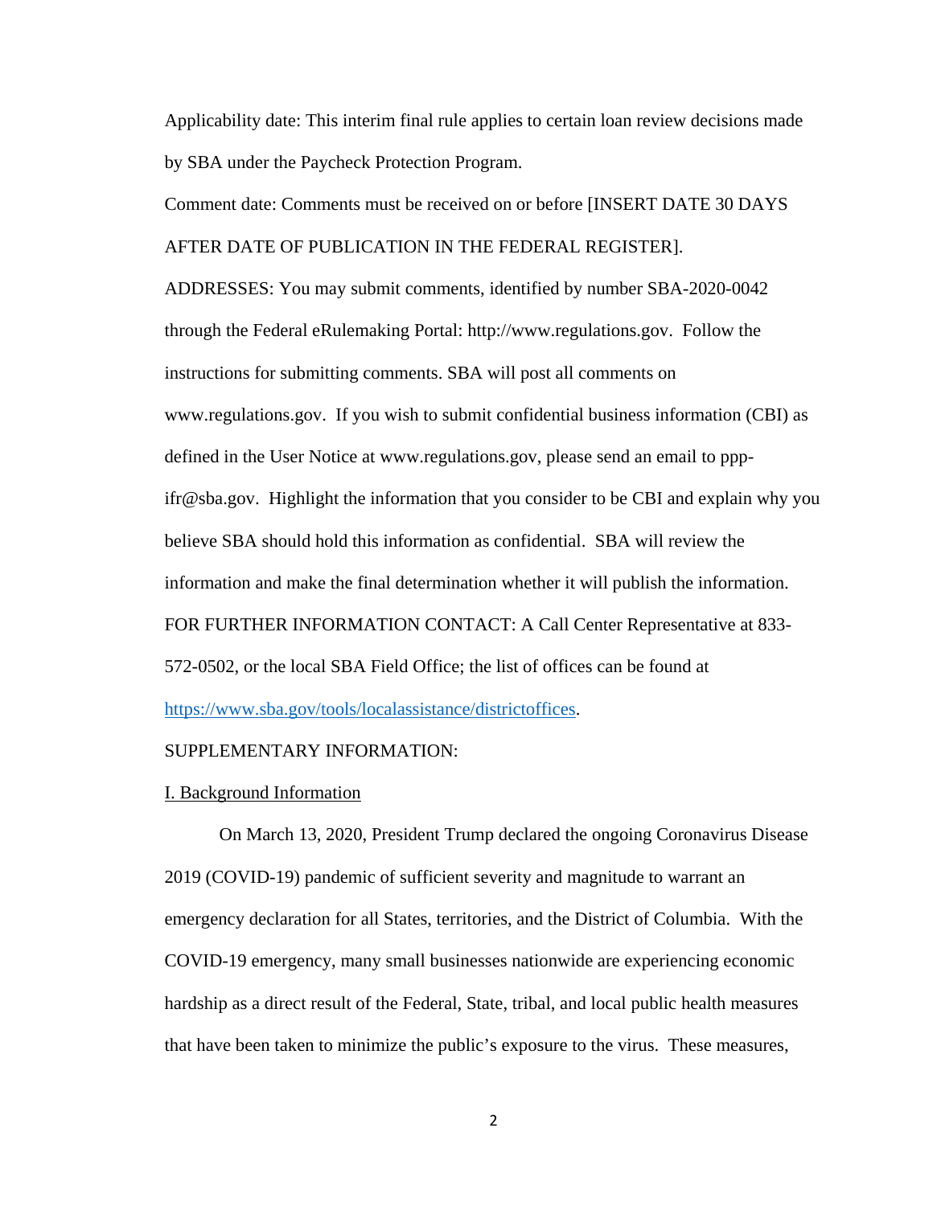Applicability date: This interim final rule applies to certain loan review decisions made by SBA under the Paycheck Protection Program.

Comment date: Comments must be received on or before [INSERT DATE 30 DAYS AFTER DATE OF PUBLICATION IN THE FEDERAL REGISTER].

ADDRESSES: You may submit comments, identified by number SBA-2020-0042 through the Federal eRulemaking Portal: http://www.regulations.gov. Follow the instructions for submitting comments. SBA will post all comments on www.regulations.gov. If you wish to submit confidential business information (CBI) as defined in the User Notice at www.regulations.gov, please send an email to ppp-ifr@sba.gov. Highlight the information that you consider to be CBI and explain why you believe SBA should hold this information as confidential. SBA will review the information and make the final determination whether it will publish the information.

FOR FURTHER INFORMATION CONTACT: A Call Center Representative at 833-572-0502, or the local SBA Field Office; the list of offices can be found at [https://www.sba.gov/tools/localassistance/districtoffices](https://www.sba.gov/tools/localassistance/districtoffices).

SUPPLEMENTARY INFORMATION:

## I. Background Information

On March 13, 2020, President Trump declared the ongoing Coronavirus Disease 2019 (COVID-19) pandemic of sufficient severity and magnitude to warrant an emergency declaration for all States, territories, and the District of Columbia. With the COVID-19 emergency, many small businesses nationwide are experiencing economic hardship as a direct result of the Federal, State, tribal, and local public health measures that have been taken to minimize the public's exposure to the virus. These measures,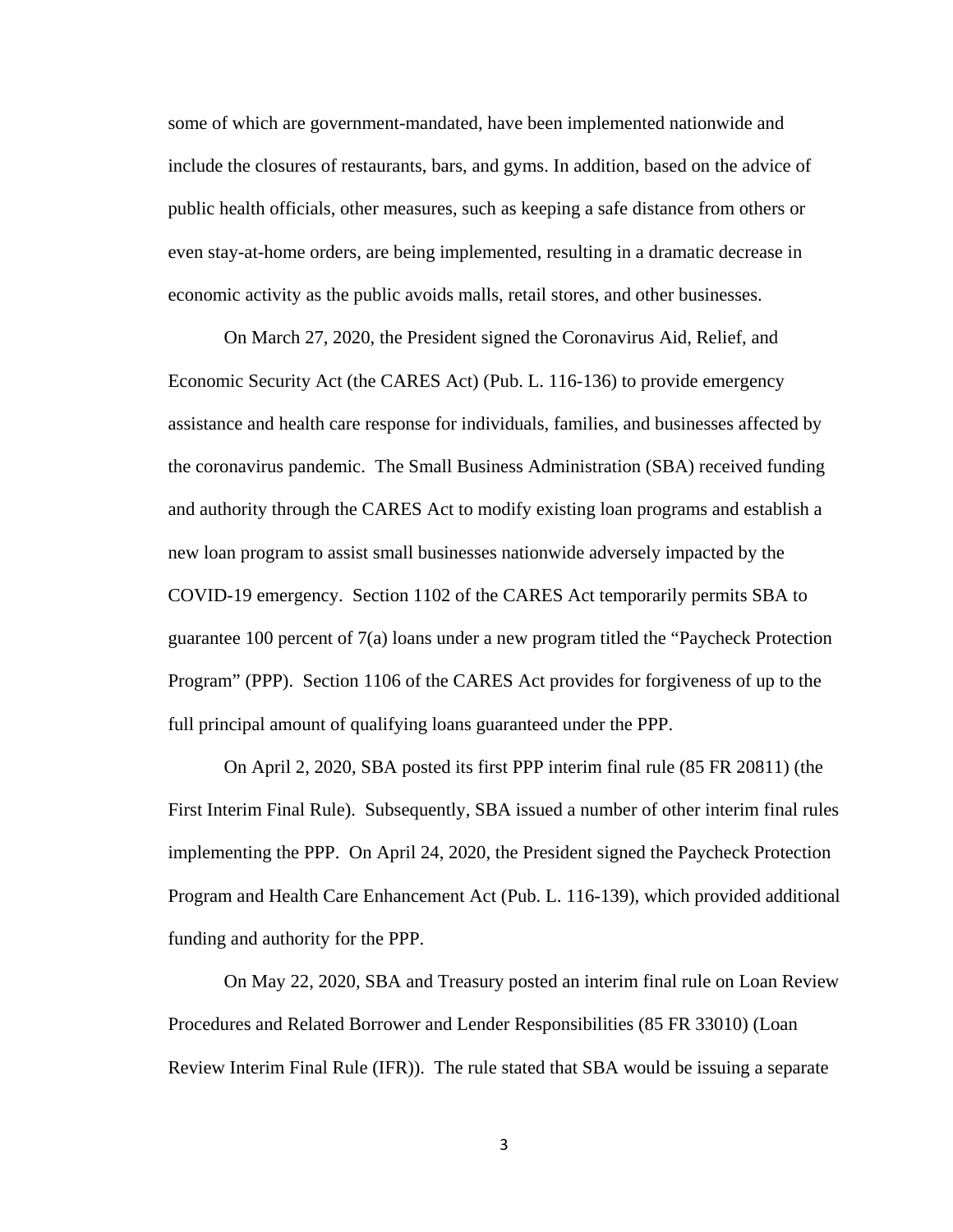some of which are government-mandated, have been implemented nationwide and include the closures of restaurants, bars, and gyms. In addition, based on the advice of public health officials, other measures, such as keeping a safe distance from others or even stay-at-home orders, are being implemented, resulting in a dramatic decrease in economic activity as the public avoids malls, retail stores, and other businesses.

On March 27, 2020, the President signed the Coronavirus Aid, Relief, and Economic Security Act (the CARES Act) (Pub. L. 116-136) to provide emergency assistance and health care response for individuals, families, and businesses affected by the coronavirus pandemic. The Small Business Administration (SBA) received funding and authority through the CARES Act to modify existing loan programs and establish a new loan program to assist small businesses nationwide adversely impacted by the COVID-19 emergency. Section 1102 of the CARES Act temporarily permits SBA to guarantee 100 percent of 7(a) loans under a new program titled the "Paycheck Protection Program" (PPP). Section 1106 of the CARES Act provides for forgiveness of up to the full principal amount of qualifying loans guaranteed under the PPP.

On April 2, 2020, SBA posted its first PPP interim final rule (85 FR 20811) (the First Interim Final Rule). Subsequently, SBA issued a number of other interim final rules implementing the PPP. On April 24, 2020, the President signed the Paycheck Protection Program and Health Care Enhancement Act (Pub. L. 116-139), which provided additional funding and authority for the PPP.

On May 22, 2020, SBA and Treasury posted an interim final rule on Loan Review Procedures and Related Borrower and Lender Responsibilities (85 FR 33010) (Loan Review Interim Final Rule (IFR)). The rule stated that SBA would be issuing a separate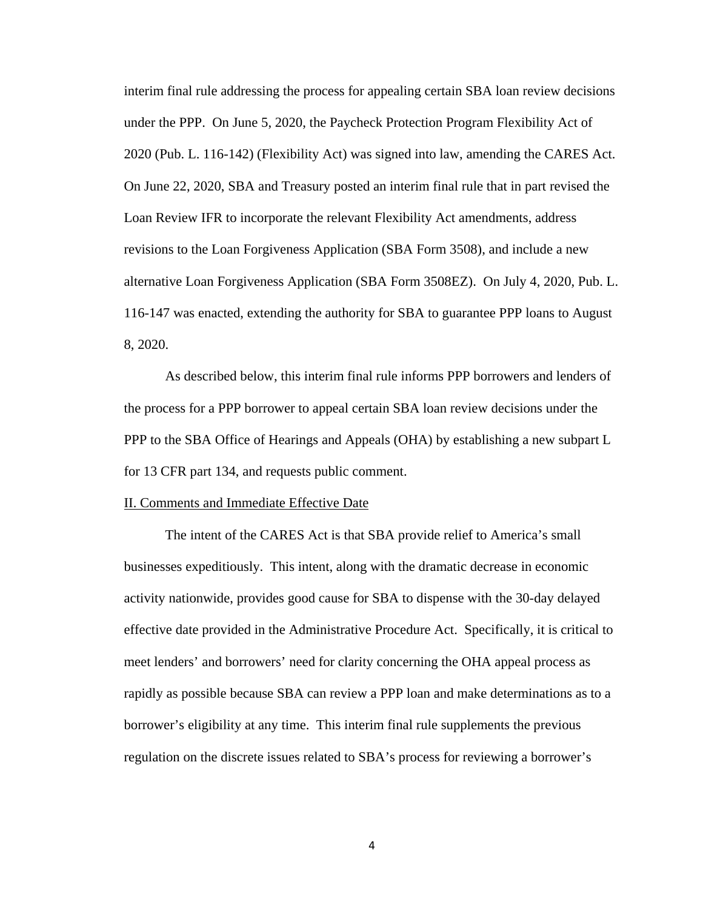interim final rule addressing the process for appealing certain SBA loan review decisions under the PPP. On June 5, 2020, the Paycheck Protection Program Flexibility Act of 2020 (Pub. L. 116-142) (Flexibility Act) was signed into law, amending the CARES Act. On June 22, 2020, SBA and Treasury posted an interim final rule that in part revised the Loan Review IFR to incorporate the relevant Flexibility Act amendments, address revisions to the Loan Forgiveness Application (SBA Form 3508), and include a new alternative Loan Forgiveness Application (SBA Form 3508EZ). On July 4, 2020, Pub. L. 116-147 was enacted, extending the authority for SBA to guarantee PPP loans to August 8, 2020.

As described below, this interim final rule informs PPP borrowers and lenders of the process for a PPP borrower to appeal certain SBA loan review decisions under the PPP to the SBA Office of Hearings and Appeals (OHA) by establishing a new subpart L for 13 CFR part 134, and requests public comment.

## II. Comments and Immediate Effective Date

The intent of the CARES Act is that SBA provide relief to America's small businesses expeditiously. This intent, along with the dramatic decrease in economic activity nationwide, provides good cause for SBA to dispense with the 30-day delayed effective date provided in the Administrative Procedure Act. Specifically, it is critical to meet lenders' and borrowers' need for clarity concerning the OHA appeal process as rapidly as possible because SBA can review a PPP loan and make determinations as to a borrower's eligibility at any time. This interim final rule supplements the previous regulation on the discrete issues related to SBA's process for reviewing a borrower's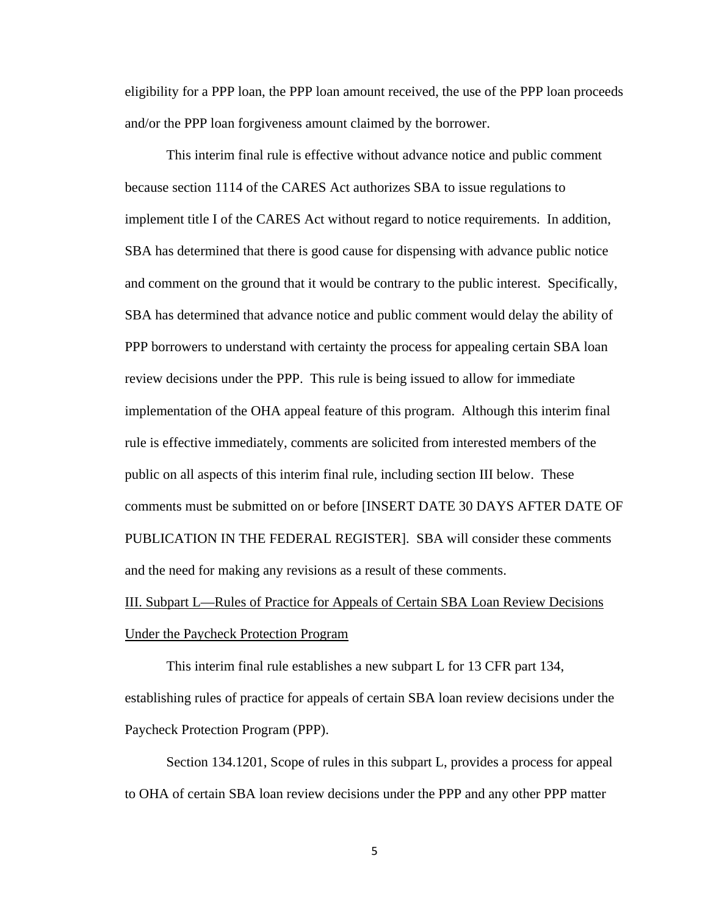eligibility for a PPP loan, the PPP loan amount received, the use of the PPP loan proceeds and/or the PPP loan forgiveness amount claimed by the borrower.

This interim final rule is effective without advance notice and public comment because section 1114 of the CARES Act authorizes SBA to issue regulations to implement title I of the CARES Act without regard to notice requirements. In addition, SBA has determined that there is good cause for dispensing with advance public notice and comment on the ground that it would be contrary to the public interest. Specifically, SBA has determined that advance notice and public comment would delay the ability of PPP borrowers to understand with certainty the process for appealing certain SBA loan review decisions under the PPP. This rule is being issued to allow for immediate implementation of the OHA appeal feature of this program. Although this interim final rule is effective immediately, comments are solicited from interested members of the public on all aspects of this interim final rule, including section III below. These comments must be submitted on or before [INSERT DATE 30 DAYS AFTER DATE OF PUBLICATION IN THE FEDERAL REGISTER]. SBA will consider these comments and the need for making any revisions as a result of these comments.

III. Subpart L—Rules of Practice for Appeals of Certain SBA Loan Review Decisions Under the Paycheck Protection Program

This interim final rule establishes a new subpart L for 13 CFR part 134, establishing rules of practice for appeals of certain SBA loan review decisions under the Paycheck Protection Program (PPP).

Section 134.1201, Scope of rules in this subpart L, provides a process for appeal to OHA of certain SBA loan review decisions under the PPP and any other PPP matter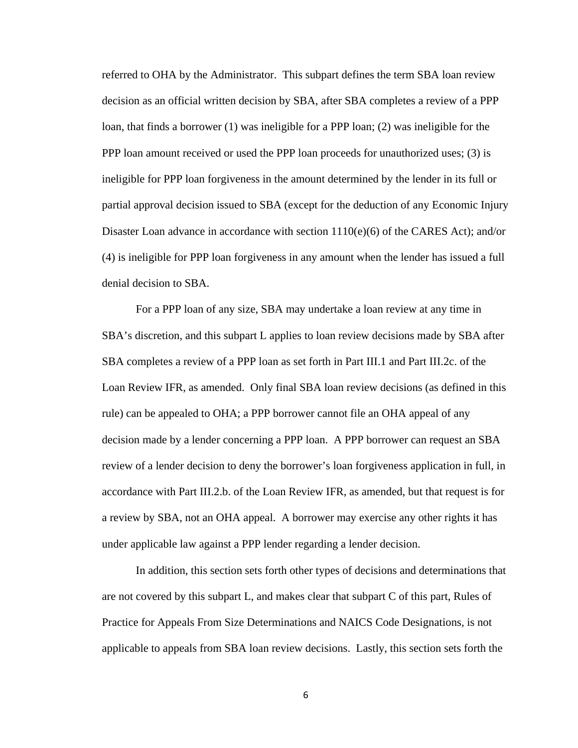referred to OHA by the Administrator. This subpart defines the term SBA loan review decision as an official written decision by SBA, after SBA completes a review of a PPP loan, that finds a borrower (1) was ineligible for a PPP loan; (2) was ineligible for the PPP loan amount received or used the PPP loan proceeds for unauthorized uses; (3) is ineligible for PPP loan forgiveness in the amount determined by the lender in its full or partial approval decision issued to SBA (except for the deduction of any Economic Injury Disaster Loan advance in accordance with section 1110(e)(6) of the CARES Act); and/or (4) is ineligible for PPP loan forgiveness in any amount when the lender has issued a full denial decision to SBA.

For a PPP loan of any size, SBA may undertake a loan review at any time in SBA's discretion, and this subpart L applies to loan review decisions made by SBA after SBA completes a review of a PPP loan as set forth in Part III.1 and Part III.2c. of the Loan Review IFR, as amended. Only final SBA loan review decisions (as defined in this rule) can be appealed to OHA; a PPP borrower cannot file an OHA appeal of any decision made by a lender concerning a PPP loan. A PPP borrower can request an SBA review of a lender decision to deny the borrower's loan forgiveness application in full, in accordance with Part III.2.b. of the Loan Review IFR, as amended, but that request is for a review by SBA, not an OHA appeal. A borrower may exercise any other rights it has under applicable law against a PPP lender regarding a lender decision.

In addition, this section sets forth other types of decisions and determinations that are not covered by this subpart L, and makes clear that subpart C of this part, Rules of Practice for Appeals From Size Determinations and NAICS Code Designations, is not applicable to appeals from SBA loan review decisions. Lastly, this section sets forth the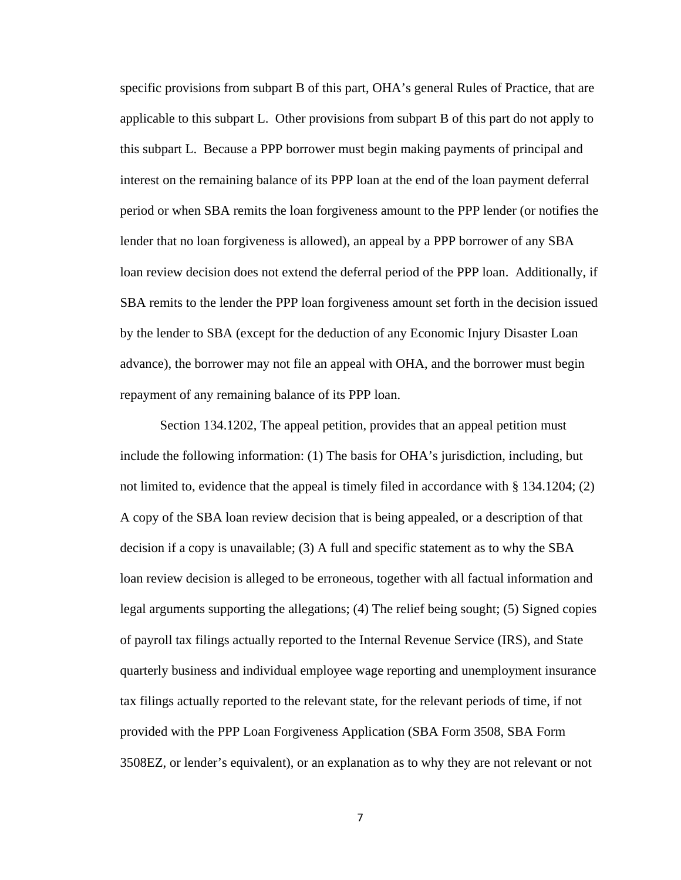specific provisions from subpart B of this part, OHA's general Rules of Practice, that are applicable to this subpart L. Other provisions from subpart B of this part do not apply to this subpart L. Because a PPP borrower must begin making payments of principal and interest on the remaining balance of its PPP loan at the end of the loan payment deferral period or when SBA remits the loan forgiveness amount to the PPP lender (or notifies the lender that no loan forgiveness is allowed), an appeal by a PPP borrower of any SBA loan review decision does not extend the deferral period of the PPP loan. Additionally, if SBA remits to the lender the PPP loan forgiveness amount set forth in the decision issued by the lender to SBA (except for the deduction of any Economic Injury Disaster Loan advance), the borrower may not file an appeal with OHA, and the borrower must begin repayment of any remaining balance of its PPP loan.

Section 134.1202, The appeal petition, provides that an appeal petition must include the following information: (1) The basis for OHA's jurisdiction, including, but not limited to, evidence that the appeal is timely filed in accordance with § 134.1204; (2) A copy of the SBA loan review decision that is being appealed, or a description of that decision if a copy is unavailable; (3) A full and specific statement as to why the SBA loan review decision is alleged to be erroneous, together with all factual information and legal arguments supporting the allegations; (4) The relief being sought; (5) Signed copies of payroll tax filings actually reported to the Internal Revenue Service (IRS), and State quarterly business and individual employee wage reporting and unemployment insurance tax filings actually reported to the relevant state, for the relevant periods of time, if not provided with the PPP Loan Forgiveness Application (SBA Form 3508, SBA Form 3508EZ, or lender's equivalent), or an explanation as to why they are not relevant or not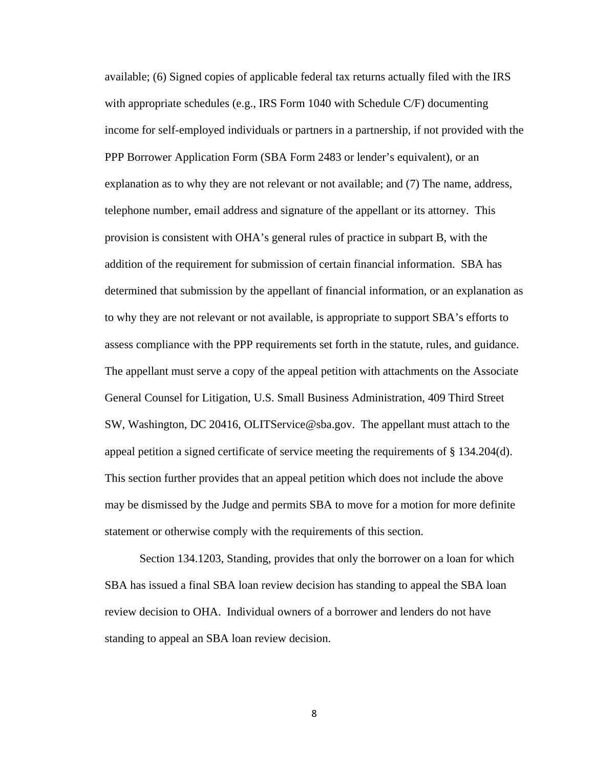available; (6) Signed copies of applicable federal tax returns actually filed with the IRS with appropriate schedules (e.g., IRS Form 1040 with Schedule C/F) documenting income for self-employed individuals or partners in a partnership, if not provided with the PPP Borrower Application Form (SBA Form 2483 or lender's equivalent), or an explanation as to why they are not relevant or not available; and (7) The name, address, telephone number, email address and signature of the appellant or its attorney. This provision is consistent with OHA's general rules of practice in subpart B, with the addition of the requirement for submission of certain financial information. SBA has determined that submission by the appellant of financial information, or an explanation as to why they are not relevant or not available, is appropriate to support SBA's efforts to assess compliance with the PPP requirements set forth in the statute, rules, and guidance. The appellant must serve a copy of the appeal petition with attachments on the Associate General Counsel for Litigation, U.S. Small Business Administration, 409 Third Street SW, Washington, DC 20416, OLITService@sba.gov. The appellant must attach to the appeal petition a signed certificate of service meeting the requirements of § 134.204(d). This section further provides that an appeal petition which does not include the above may be dismissed by the Judge and permits SBA to move for a motion for more definite statement or otherwise comply with the requirements of this section.

Section 134.1203, Standing, provides that only the borrower on a loan for which SBA has issued a final SBA loan review decision has standing to appeal the SBA loan review decision to OHA. Individual owners of a borrower and lenders do not have standing to appeal an SBA loan review decision.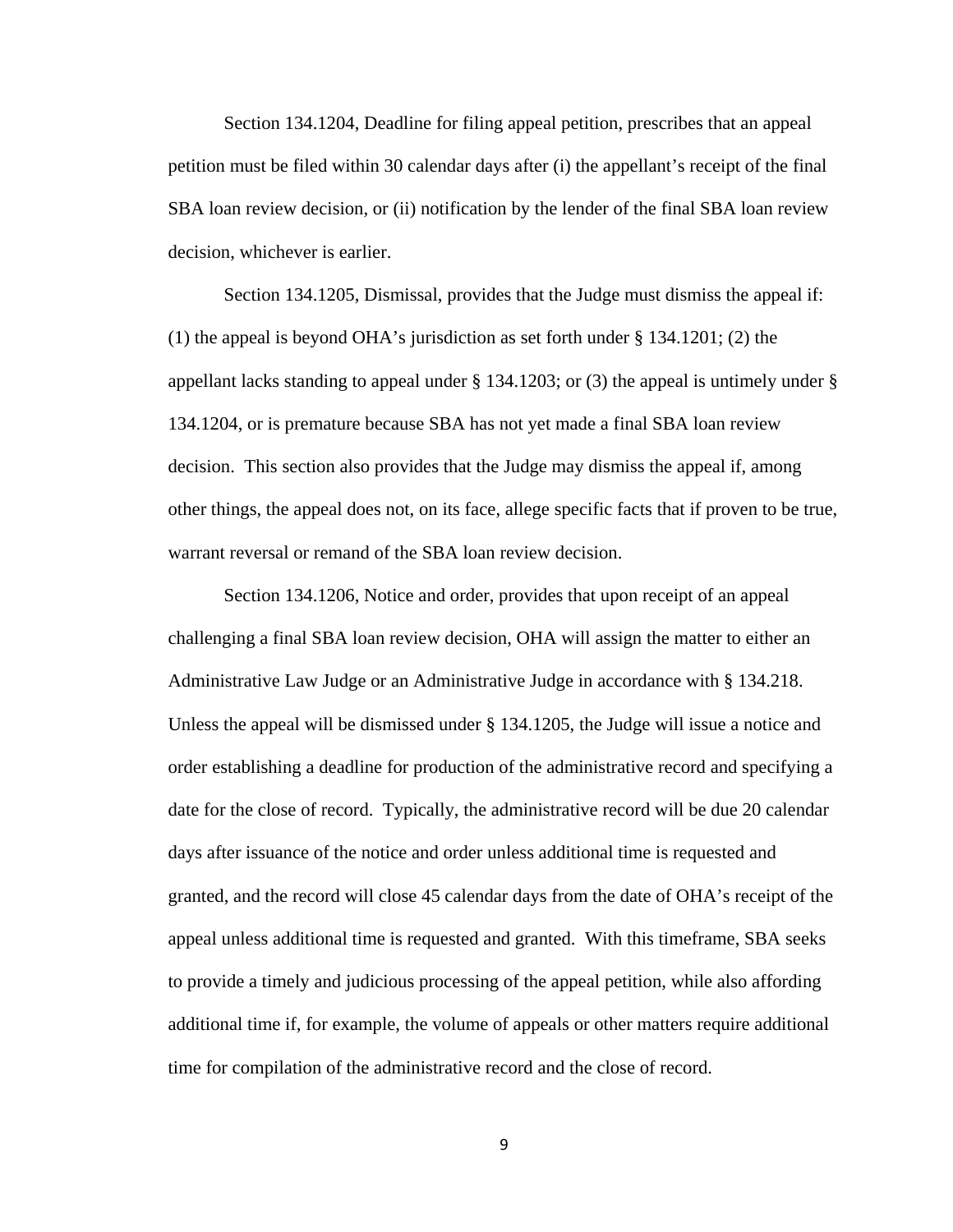Section 134.1204, Deadline for filing appeal petition, prescribes that an appeal petition must be filed within 30 calendar days after (i) the appellant's receipt of the final SBA loan review decision, or (ii) notification by the lender of the final SBA loan review decision, whichever is earlier.

Section 134.1205, Dismissal, provides that the Judge must dismiss the appeal if: (1) the appeal is beyond OHA's jurisdiction as set forth under § 134.1201; (2) the appellant lacks standing to appeal under § 134.1203; or (3) the appeal is untimely under § 134.1204, or is premature because SBA has not yet made a final SBA loan review decision. This section also provides that the Judge may dismiss the appeal if, among other things, the appeal does not, on its face, allege specific facts that if proven to be true, warrant reversal or remand of the SBA loan review decision.

Section 134.1206, Notice and order, provides that upon receipt of an appeal challenging a final SBA loan review decision, OHA will assign the matter to either an Administrative Law Judge or an Administrative Judge in accordance with § 134.218. Unless the appeal will be dismissed under § 134.1205, the Judge will issue a notice and order establishing a deadline for production of the administrative record and specifying a date for the close of record. Typically, the administrative record will be due 20 calendar days after issuance of the notice and order unless additional time is requested and granted, and the record will close 45 calendar days from the date of OHA's receipt of the appeal unless additional time is requested and granted. With this timeframe, SBA seeks to provide a timely and judicious processing of the appeal petition, while also affording additional time if, for example, the volume of appeals or other matters require additional time for compilation of the administrative record and the close of record.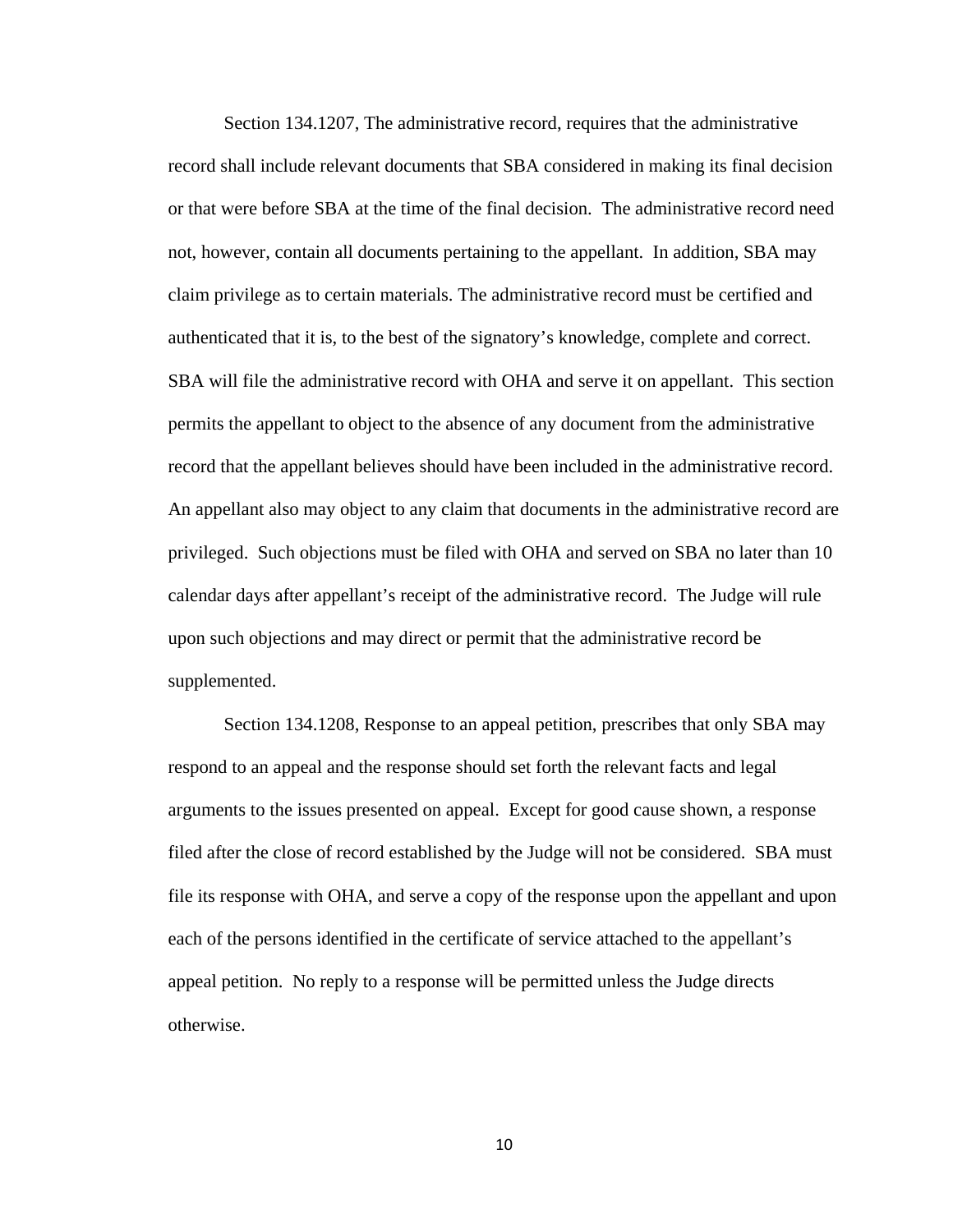Section 134.1207, The administrative record, requires that the administrative record shall include relevant documents that SBA considered in making its final decision or that were before SBA at the time of the final decision. The administrative record need not, however, contain all documents pertaining to the appellant. In addition, SBA may claim privilege as to certain materials. The administrative record must be certified and authenticated that it is, to the best of the signatory's knowledge, complete and correct. SBA will file the administrative record with OHA and serve it on appellant. This section permits the appellant to object to the absence of any document from the administrative record that the appellant believes should have been included in the administrative record. An appellant also may object to any claim that documents in the administrative record are privileged. Such objections must be filed with OHA and served on SBA no later than 10 calendar days after appellant's receipt of the administrative record. The Judge will rule upon such objections and may direct or permit that the administrative record be supplemented.

Section 134.1208, Response to an appeal petition, prescribes that only SBA may respond to an appeal and the response should set forth the relevant facts and legal arguments to the issues presented on appeal. Except for good cause shown, a response filed after the close of record established by the Judge will not be considered. SBA must file its response with OHA, and serve a copy of the response upon the appellant and upon each of the persons identified in the certificate of service attached to the appellant's appeal petition. No reply to a response will be permitted unless the Judge directs otherwise.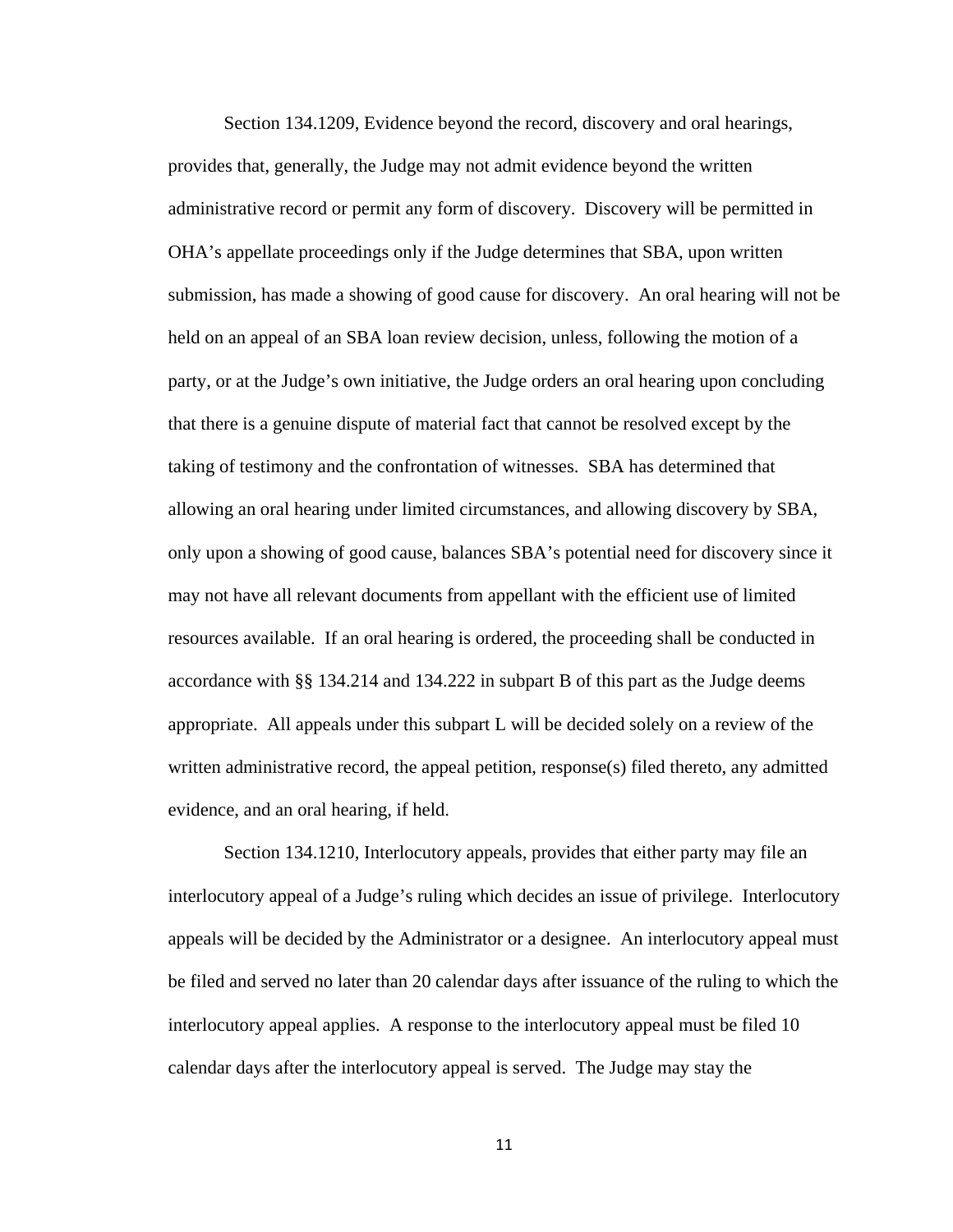Section 134.1209, Evidence beyond the record, discovery and oral hearings, provides that, generally, the Judge may not admit evidence beyond the written administrative record or permit any form of discovery. Discovery will be permitted in OHA's appellate proceedings only if the Judge determines that SBA, upon written submission, has made a showing of good cause for discovery. An oral hearing will not be held on an appeal of an SBA loan review decision, unless, following the motion of a party, or at the Judge's own initiative, the Judge orders an oral hearing upon concluding that there is a genuine dispute of material fact that cannot be resolved except by the taking of testimony and the confrontation of witnesses. SBA has determined that allowing an oral hearing under limited circumstances, and allowing discovery by SBA, only upon a showing of good cause, balances SBA's potential need for discovery since it may not have all relevant documents from appellant with the efficient use of limited resources available. If an oral hearing is ordered, the proceeding shall be conducted in accordance with §§ 134.214 and 134.222 in subpart B of this part as the Judge deems appropriate. All appeals under this subpart L will be decided solely on a review of the written administrative record, the appeal petition, response(s) filed thereto, any admitted evidence, and an oral hearing, if held.

Section 134.1210, Interlocutory appeals, provides that either party may file an interlocutory appeal of a Judge's ruling which decides an issue of privilege. Interlocutory appeals will be decided by the Administrator or a designee. An interlocutory appeal must be filed and served no later than 20 calendar days after issuance of the ruling to which the interlocutory appeal applies. A response to the interlocutory appeal must be filed 10 calendar days after the interlocutory appeal is served. The Judge may stay the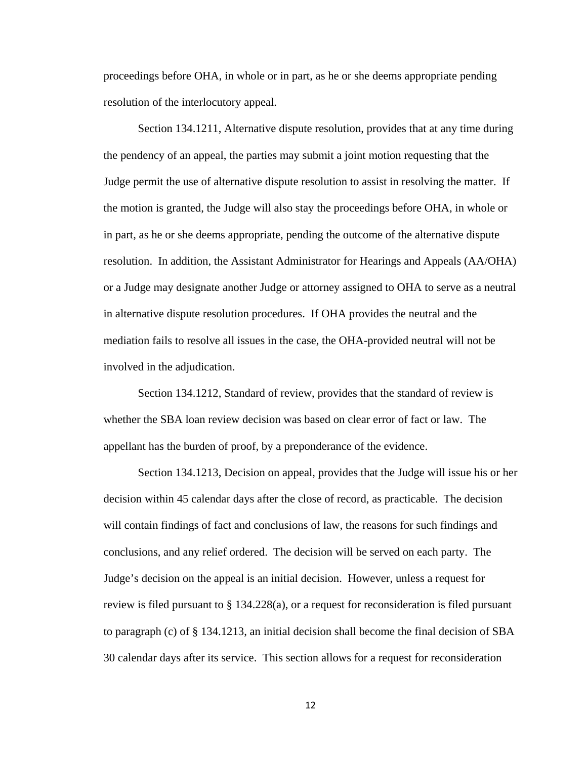proceedings before OHA, in whole or in part, as he or she deems appropriate pending resolution of the interlocutory appeal.

Section 134.1211, Alternative dispute resolution, provides that at any time during the pendency of an appeal, the parties may submit a joint motion requesting that the Judge permit the use of alternative dispute resolution to assist in resolving the matter. If the motion is granted, the Judge will also stay the proceedings before OHA, in whole or in part, as he or she deems appropriate, pending the outcome of the alternative dispute resolution. In addition, the Assistant Administrator for Hearings and Appeals (AA/OHA) or a Judge may designate another Judge or attorney assigned to OHA to serve as a neutral in alternative dispute resolution procedures. If OHA provides the neutral and the mediation fails to resolve all issues in the case, the OHA-provided neutral will not be involved in the adjudication.

Section 134.1212, Standard of review, provides that the standard of review is whether the SBA loan review decision was based on clear error of fact or law. The appellant has the burden of proof, by a preponderance of the evidence.

Section 134.1213, Decision on appeal, provides that the Judge will issue his or her decision within 45 calendar days after the close of record, as practicable. The decision will contain findings of fact and conclusions of law, the reasons for such findings and conclusions, and any relief ordered. The decision will be served on each party. The Judge's decision on the appeal is an initial decision. However, unless a request for review is filed pursuant to § 134.228(a), or a request for reconsideration is filed pursuant to paragraph (c) of § 134.1213, an initial decision shall become the final decision of SBA 30 calendar days after its service. This section allows for a request for reconsideration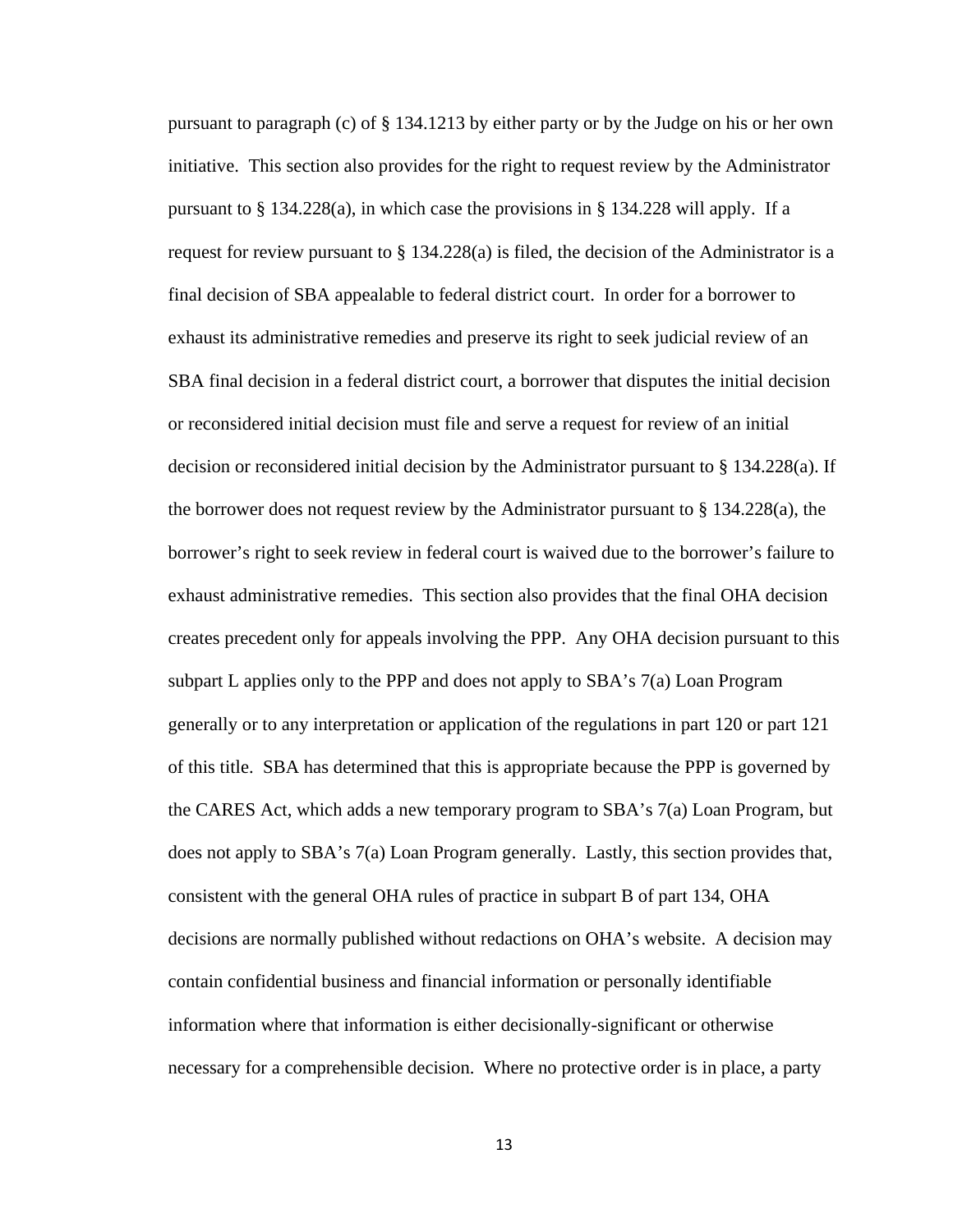pursuant to paragraph (c) of § 134.1213 by either party or by the Judge on his or her own initiative. This section also provides for the right to request review by the Administrator pursuant to § 134.228(a), in which case the provisions in § 134.228 will apply. If a request for review pursuant to § 134.228(a) is filed, the decision of the Administrator is a final decision of SBA appealable to federal district court. In order for a borrower to exhaust its administrative remedies and preserve its right to seek judicial review of an SBA final decision in a federal district court, a borrower that disputes the initial decision or reconsidered initial decision must file and serve a request for review of an initial decision or reconsidered initial decision by the Administrator pursuant to § 134.228(a). If the borrower does not request review by the Administrator pursuant to § 134.228(a), the borrower's right to seek review in federal court is waived due to the borrower's failure to exhaust administrative remedies. This section also provides that the final OHA decision creates precedent only for appeals involving the PPP. Any OHA decision pursuant to this subpart L applies only to the PPP and does not apply to SBA's 7(a) Loan Program generally or to any interpretation or application of the regulations in part 120 or part 121 of this title. SBA has determined that this is appropriate because the PPP is governed by the CARES Act, which adds a new temporary program to SBA's 7(a) Loan Program, but does not apply to SBA's 7(a) Loan Program generally. Lastly, this section provides that, consistent with the general OHA rules of practice in subpart B of part 134, OHA decisions are normally published without redactions on OHA's website. A decision may contain confidential business and financial information or personally identifiable information where that information is either decisionally-significant or otherwise necessary for a comprehensible decision. Where no protective order is in place, a party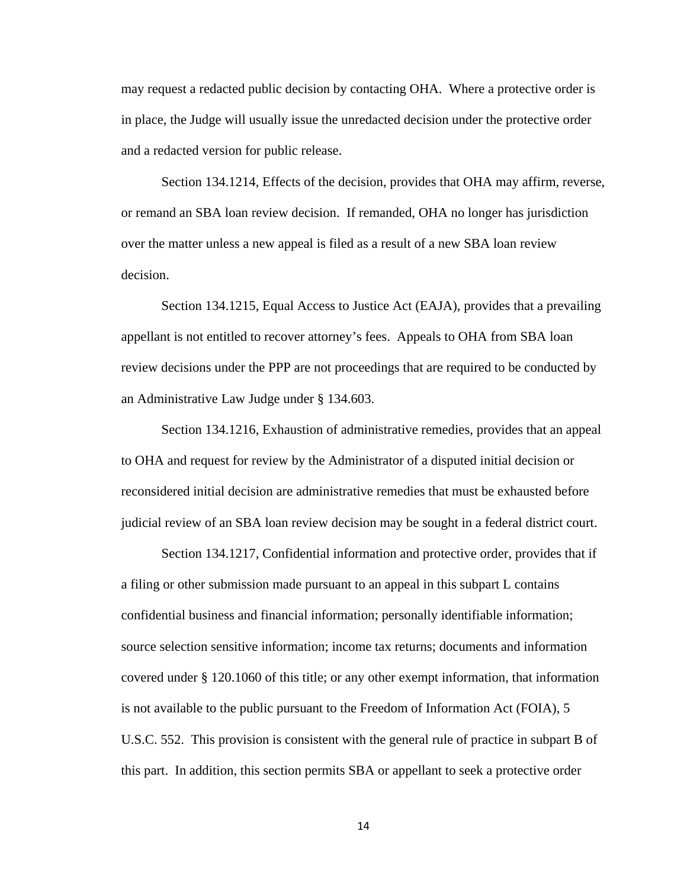may request a redacted public decision by contacting OHA. Where a protective order is in place, the Judge will usually issue the unredacted decision under the protective order and a redacted version for public release.

Section 134.1214, Effects of the decision, provides that OHA may affirm, reverse, or remand an SBA loan review decision. If remanded, OHA no longer has jurisdiction over the matter unless a new appeal is filed as a result of a new SBA loan review decision.

Section 134.1215, Equal Access to Justice Act (EAJA), provides that a prevailing appellant is not entitled to recover attorney's fees. Appeals to OHA from SBA loan review decisions under the PPP are not proceedings that are required to be conducted by an Administrative Law Judge under § 134.603.

Section 134.1216, Exhaustion of administrative remedies, provides that an appeal to OHA and request for review by the Administrator of a disputed initial decision or reconsidered initial decision are administrative remedies that must be exhausted before judicial review of an SBA loan review decision may be sought in a federal district court.

Section 134.1217, Confidential information and protective order, provides that if a filing or other submission made pursuant to an appeal in this subpart L contains confidential business and financial information; personally identifiable information; source selection sensitive information; income tax returns; documents and information covered under § 120.1060 of this title; or any other exempt information, that information is not available to the public pursuant to the Freedom of Information Act (FOIA), 5 U.S.C. 552. This provision is consistent with the general rule of practice in subpart B of this part. In addition, this section permits SBA or appellant to seek a protective order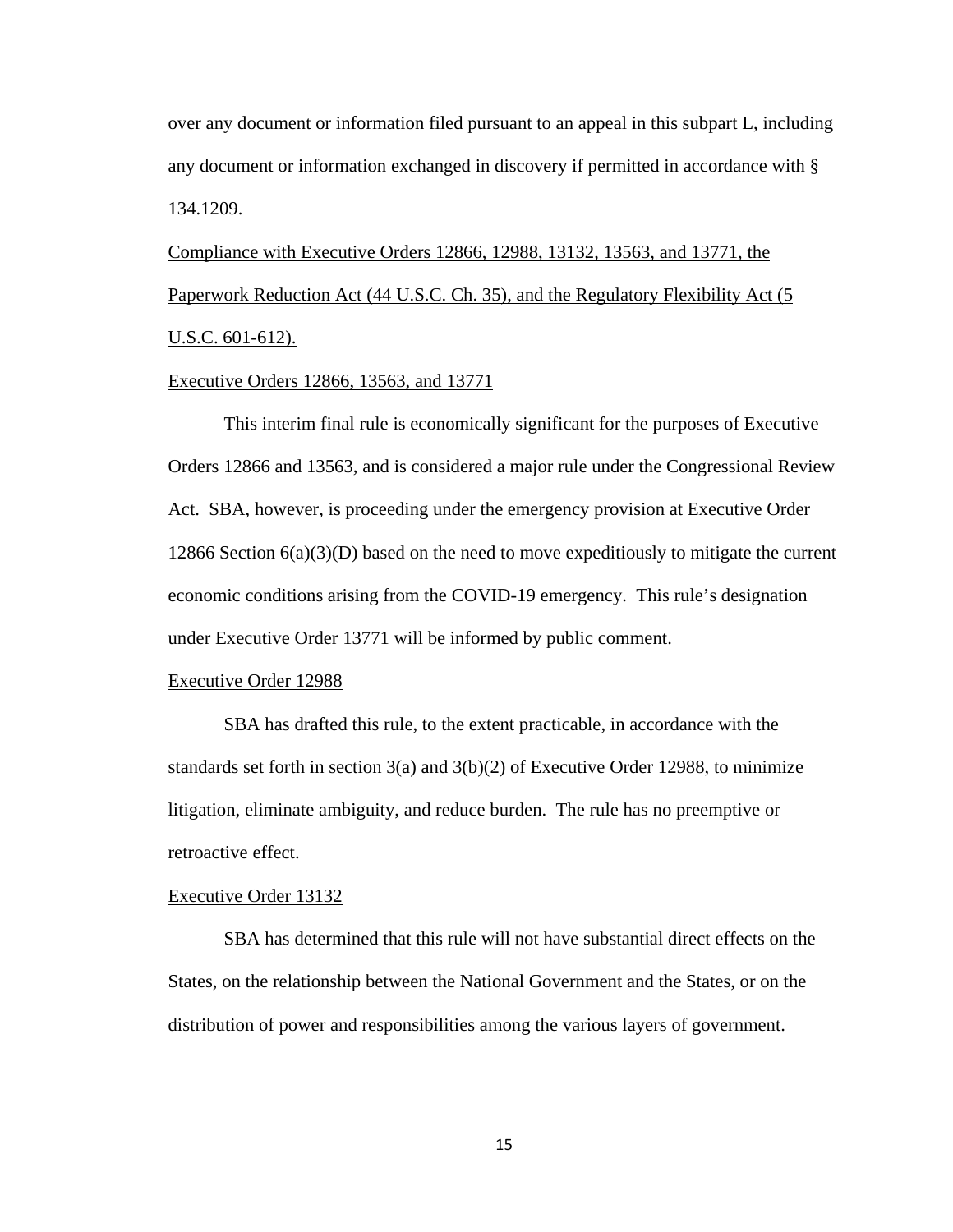over any document or information filed pursuant to an appeal in this subpart L, including any document or information exchanged in discovery if permitted in accordance with § 134.1209.

## Compliance with Executive Orders 12866, 12988, 13132, 13563, and 13771, the Paperwork Reduction Act (44 U.S.C. Ch. 35), and the Regulatory Flexibility Act (5 U.S.C. 601-612).

### Executive Orders 12866, 13563, and 13771

This interim final rule is economically significant for the purposes of Executive Orders 12866 and 13563, and is considered a major rule under the Congressional Review Act. SBA, however, is proceeding under the emergency provision at Executive Order 12866 Section 6(a)(3)(D) based on the need to move expeditiously to mitigate the current economic conditions arising from the COVID-19 emergency. This rule's designation under Executive Order 13771 will be informed by public comment.

### Executive Order 12988

SBA has drafted this rule, to the extent practicable, in accordance with the standards set forth in section 3(a) and 3(b)(2) of Executive Order 12988, to minimize litigation, eliminate ambiguity, and reduce burden. The rule has no preemptive or retroactive effect.

### Executive Order 13132

SBA has determined that this rule will not have substantial direct effects on the States, on the relationship between the National Government and the States, or on the distribution of power and responsibilities among the various layers of government.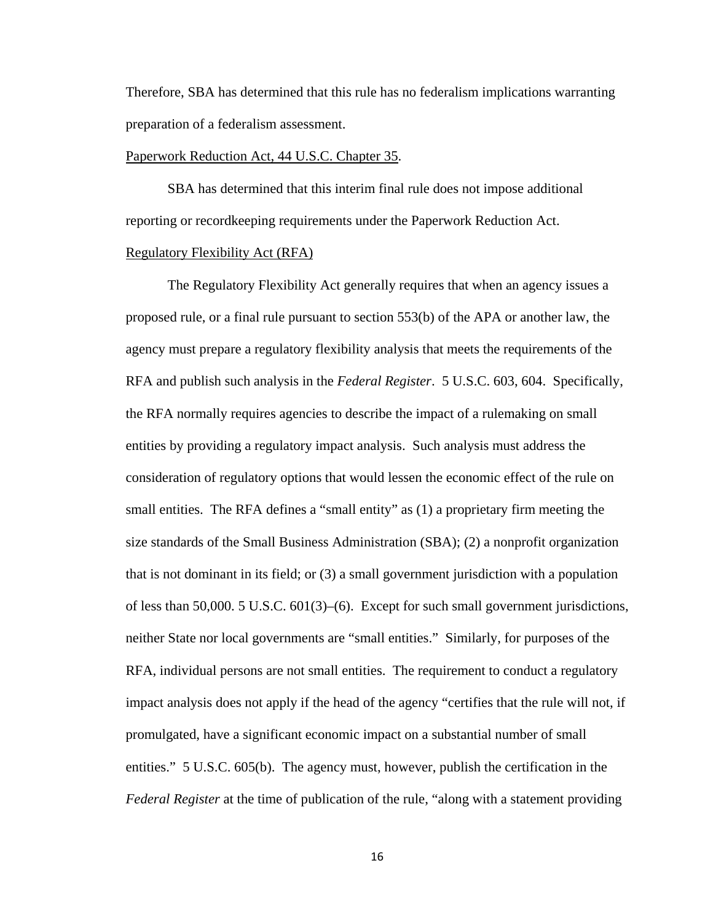Therefore, SBA has determined that this rule has no federalism implications warranting preparation of a federalism assessment.

Paperwork Reduction Act, 44 U.S.C. Chapter 35.

SBA has determined that this interim final rule does not impose additional reporting or recordkeeping requirements under the Paperwork Reduction Act.

Regulatory Flexibility Act (RFA)

The Regulatory Flexibility Act generally requires that when an agency issues a proposed rule, or a final rule pursuant to section 553(b) of the APA or another law, the agency must prepare a regulatory flexibility analysis that meets the requirements of the RFA and publish such analysis in the *Federal Register*. 5 U.S.C. 603, 604. Specifically, the RFA normally requires agencies to describe the impact of a rulemaking on small entities by providing a regulatory impact analysis. Such analysis must address the consideration of regulatory options that would lessen the economic effect of the rule on small entities. The RFA defines a "small entity" as (1) a proprietary firm meeting the size standards of the Small Business Administration (SBA); (2) a nonprofit organization that is not dominant in its field; or (3) a small government jurisdiction with a population of less than 50,000. 5 U.S.C. 601(3)–(6). Except for such small government jurisdictions, neither State nor local governments are "small entities." Similarly, for purposes of the RFA, individual persons are not small entities. The requirement to conduct a regulatory impact analysis does not apply if the head of the agency "certifies that the rule will not, if promulgated, have a significant economic impact on a substantial number of small entities." 5 U.S.C. 605(b). The agency must, however, publish the certification in the *Federal Register* at the time of publication of the rule, "along with a statement providing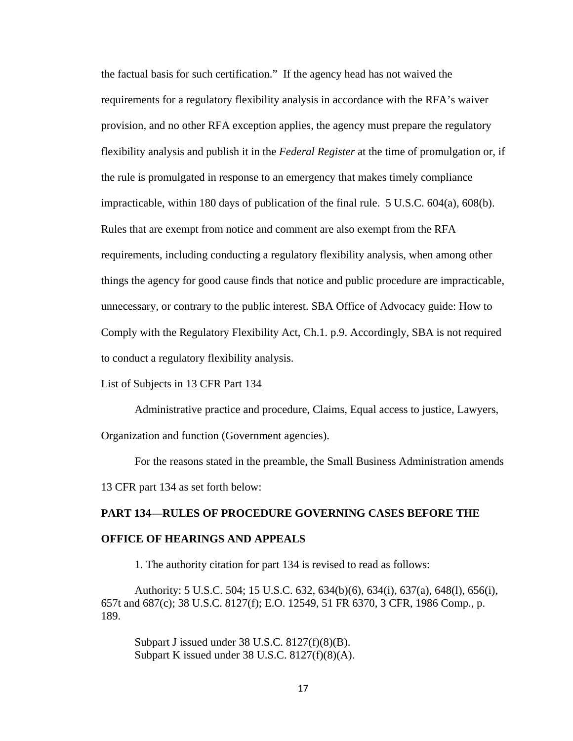the factual basis for such certification." If the agency head has not waived the requirements for a regulatory flexibility analysis in accordance with the RFA's waiver provision, and no other RFA exception applies, the agency must prepare the regulatory flexibility analysis and publish it in the *Federal Register* at the time of promulgation or, if the rule is promulgated in response to an emergency that makes timely compliance impracticable, within 180 days of publication of the final rule. 5 U.S.C. 604(a), 608(b). Rules that are exempt from notice and comment are also exempt from the RFA requirements, including conducting a regulatory flexibility analysis, when among other things the agency for good cause finds that notice and public procedure are impracticable, unnecessary, or contrary to the public interest. SBA Office of Advocacy guide: How to Comply with the Regulatory Flexibility Act, Ch.1. p.9. Accordingly, SBA is not required to conduct a regulatory flexibility analysis.

List of Subjects in 13 CFR Part 134

Administrative practice and procedure, Claims, Equal access to justice, Lawyers, Organization and function (Government agencies).

For the reasons stated in the preamble, the Small Business Administration amends 13 CFR part 134 as set forth below:

**PART 134—RULES OF PROCEDURE GOVERNING CASES BEFORE THE OFFICE OF HEARINGS AND APPEALS**

1. The authority citation for part 134 is revised to read as follows:

Authority: 5 U.S.C. 504; 15 U.S.C. 632, 634(b)(6), 634(i), 637(a), 648(l), 656(i), 657t and 687(c); 38 U.S.C. 8127(f); E.O. 12549, 51 FR 6370, 3 CFR, 1986 Comp., p. 189.

Subpart J issued under 38 U.S.C. 8127(f)(8)(B).
Subpart K issued under 38 U.S.C. 8127(f)(8)(A).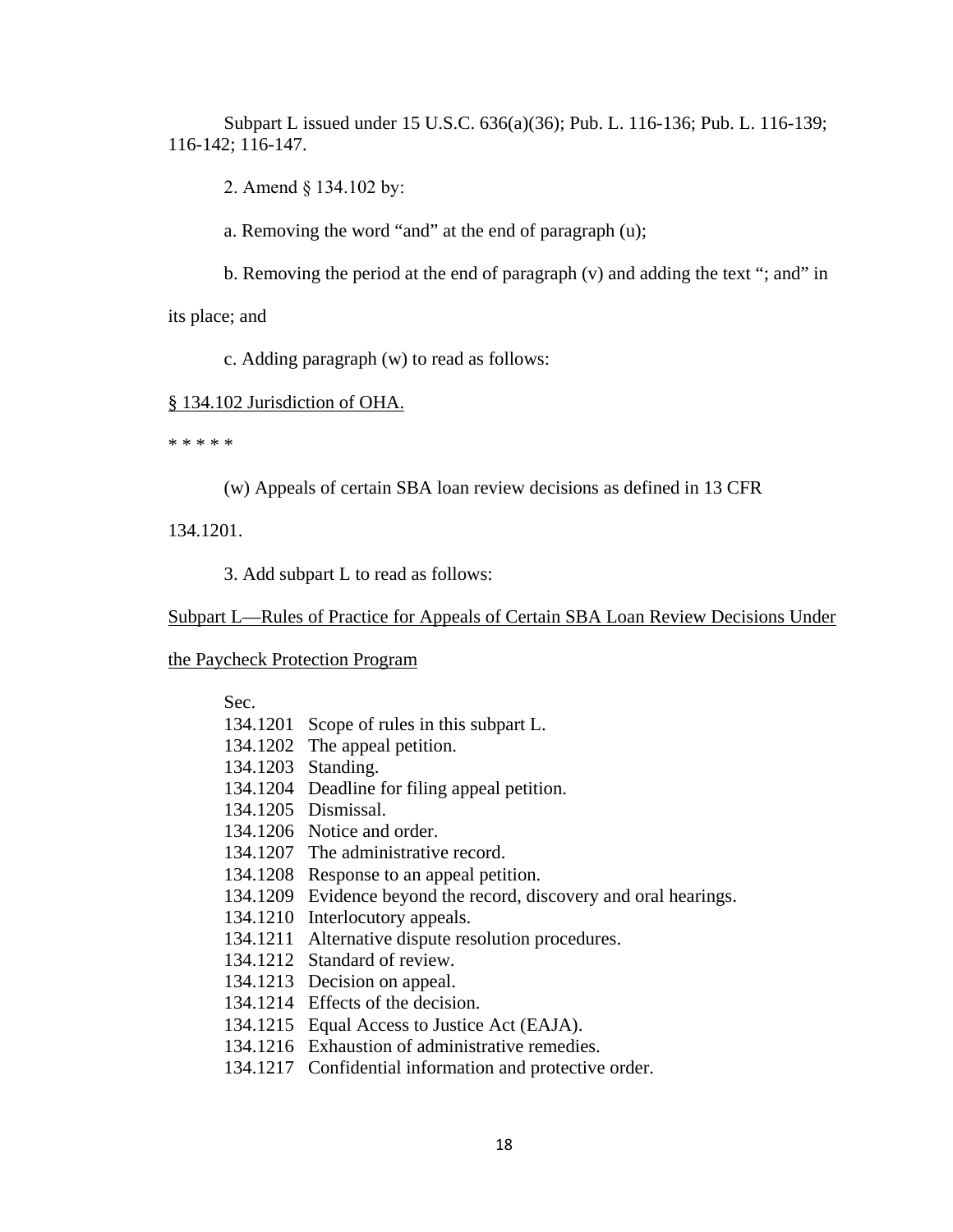Subpart L issued under 15 U.S.C. 636(a)(36); Pub. L. 116-136; Pub. L. 116-139; 116-142; 116-147.

2. Amend § 134.102 by:

a. Removing the word "and" at the end of paragraph (u);

b. Removing the period at the end of paragraph (v) and adding the text "; and" in its place; and

c. Adding paragraph (w) to read as follows:

§ 134.102 Jurisdiction of OHA.

\* \* \* \* \*

(w) Appeals of certain SBA loan review decisions as defined in 13 CFR 134.1201.

3. Add subpart L to read as follows:

Subpart L—Rules of Practice for Appeals of Certain SBA Loan Review Decisions Under the Paycheck Protection Program

Sec.

134.1201 Scope of rules in this subpart L.
134.1202 The appeal petition.
134.1203 Standing.
134.1204 Deadline for filing appeal petition.
134.1205 Dismissal.
134.1206 Notice and order.
134.1207 The administrative record.
134.1208 Response to an appeal petition.
134.1209 Evidence beyond the record, discovery and oral hearings.
134.1210 Interlocutory appeals.
134.1211 Alternative dispute resolution procedures.
134.1212 Standard of review.
134.1213 Decision on appeal.
134.1214 Effects of the decision.
134.1215 Equal Access to Justice Act (EAJA).
134.1216 Exhaustion of administrative remedies.
134.1217 Confidential information and protective order.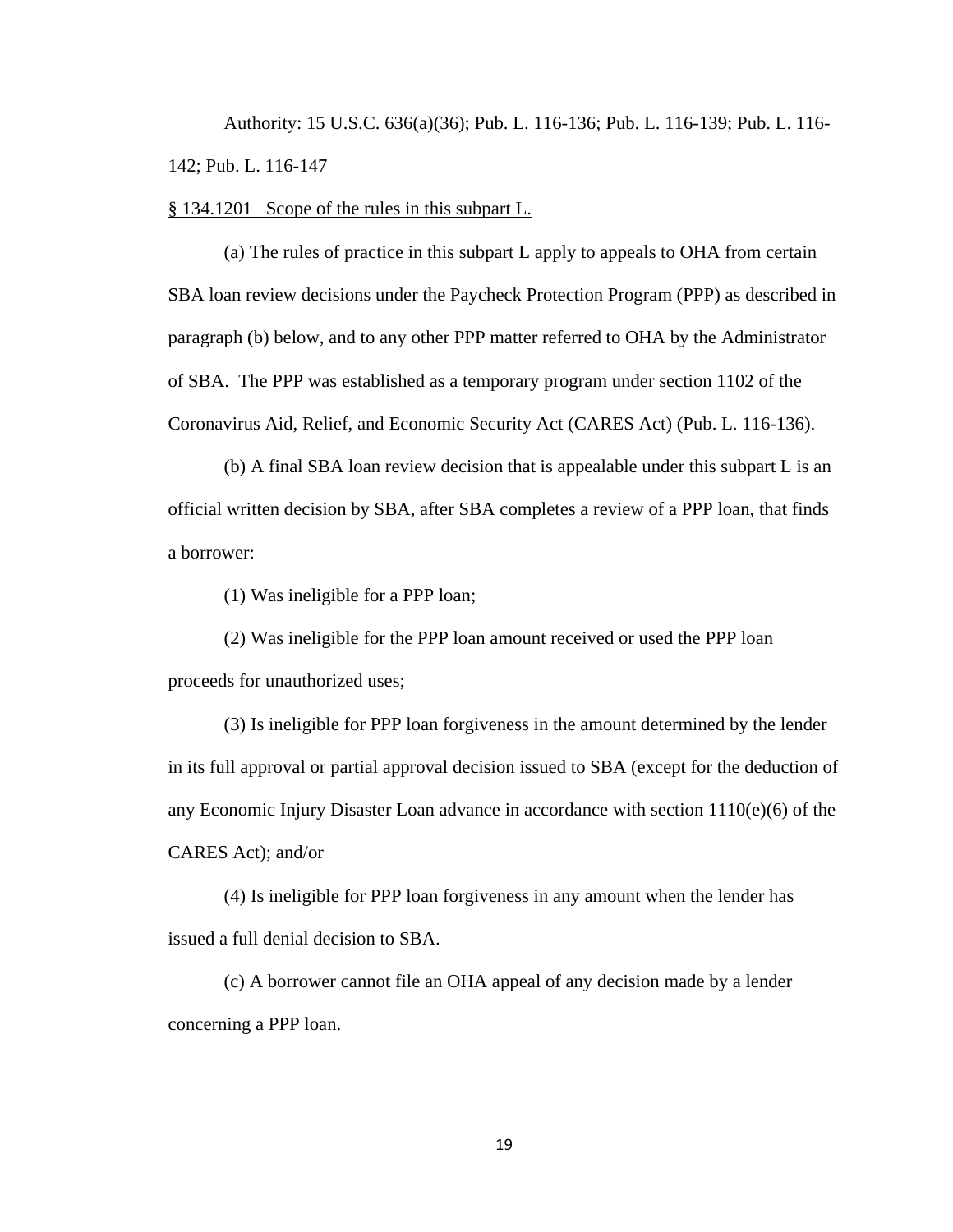Authority: 15 U.S.C. 636(a)(36); Pub. L. 116-136; Pub. L. 116-139; Pub. L. 116-142; Pub. L. 116-147

§ 134.1201 Scope of the rules in this subpart L.

(a) The rules of practice in this subpart L apply to appeals to OHA from certain SBA loan review decisions under the Paycheck Protection Program (PPP) as described in paragraph (b) below, and to any other PPP matter referred to OHA by the Administrator of SBA. The PPP was established as a temporary program under section 1102 of the Coronavirus Aid, Relief, and Economic Security Act (CARES Act) (Pub. L. 116-136).

(b) A final SBA loan review decision that is appealable under this subpart L is an official written decision by SBA, after SBA completes a review of a PPP loan, that finds a borrower:

(1) Was ineligible for a PPP loan;

(2) Was ineligible for the PPP loan amount received or used the PPP loan proceeds for unauthorized uses;

(3) Is ineligible for PPP loan forgiveness in the amount determined by the lender in its full approval or partial approval decision issued to SBA (except for the deduction of any Economic Injury Disaster Loan advance in accordance with section 1110(e)(6) of the CARES Act); and/or

(4) Is ineligible for PPP loan forgiveness in any amount when the lender has issued a full denial decision to SBA.

(c) A borrower cannot file an OHA appeal of any decision made by a lender concerning a PPP loan.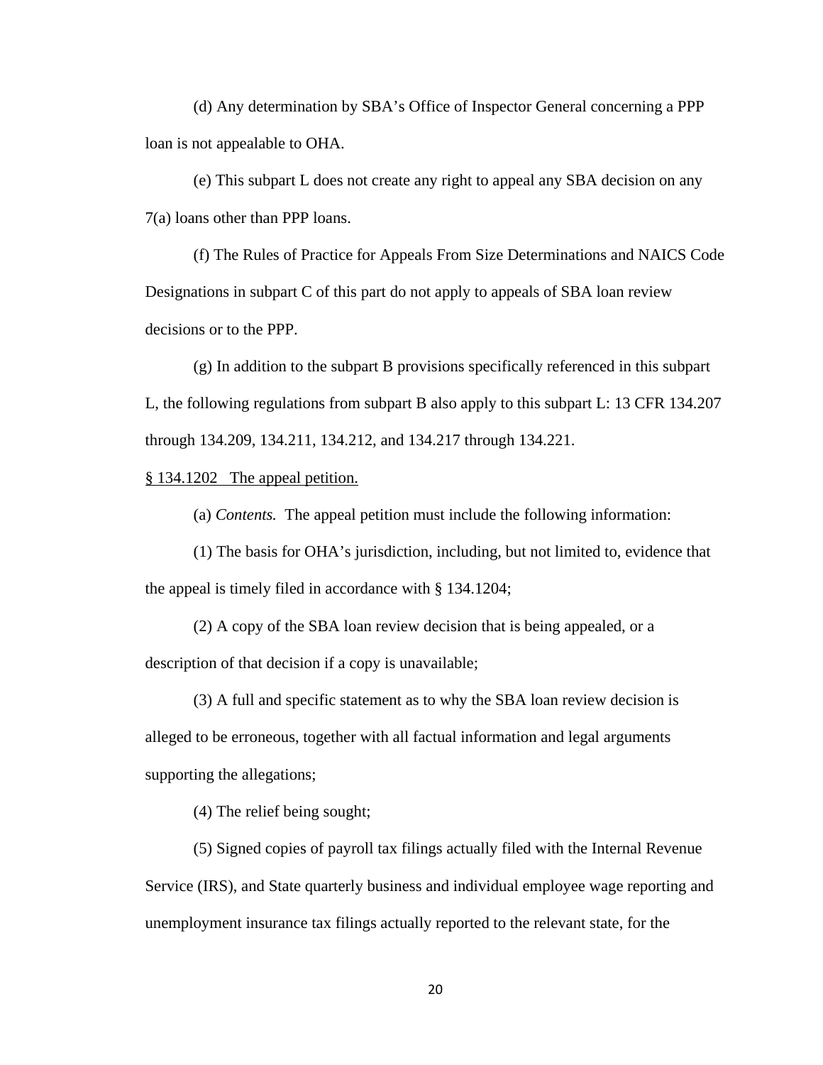(d) Any determination by SBA's Office of Inspector General concerning a PPP loan is not appealable to OHA.

(e) This subpart L does not create any right to appeal any SBA decision on any 7(a) loans other than PPP loans.

(f) The Rules of Practice for Appeals From Size Determinations and NAICS Code Designations in subpart C of this part do not apply to appeals of SBA loan review decisions or to the PPP.

(g) In addition to the subpart B provisions specifically referenced in this subpart L, the following regulations from subpart B also apply to this subpart L: 13 CFR 134.207 through 134.209, 134.211, 134.212, and 134.217 through 134.221.

§ 134.1202 The appeal petition.

(a) *Contents.* The appeal petition must include the following information:

(1) The basis for OHA's jurisdiction, including, but not limited to, evidence that the appeal is timely filed in accordance with § 134.1204;

(2) A copy of the SBA loan review decision that is being appealed, or a description of that decision if a copy is unavailable;

(3) A full and specific statement as to why the SBA loan review decision is alleged to be erroneous, together with all factual information and legal arguments supporting the allegations;

(4) The relief being sought;

(5) Signed copies of payroll tax filings actually filed with the Internal Revenue Service (IRS), and State quarterly business and individual employee wage reporting and unemployment insurance tax filings actually reported to the relevant state, for the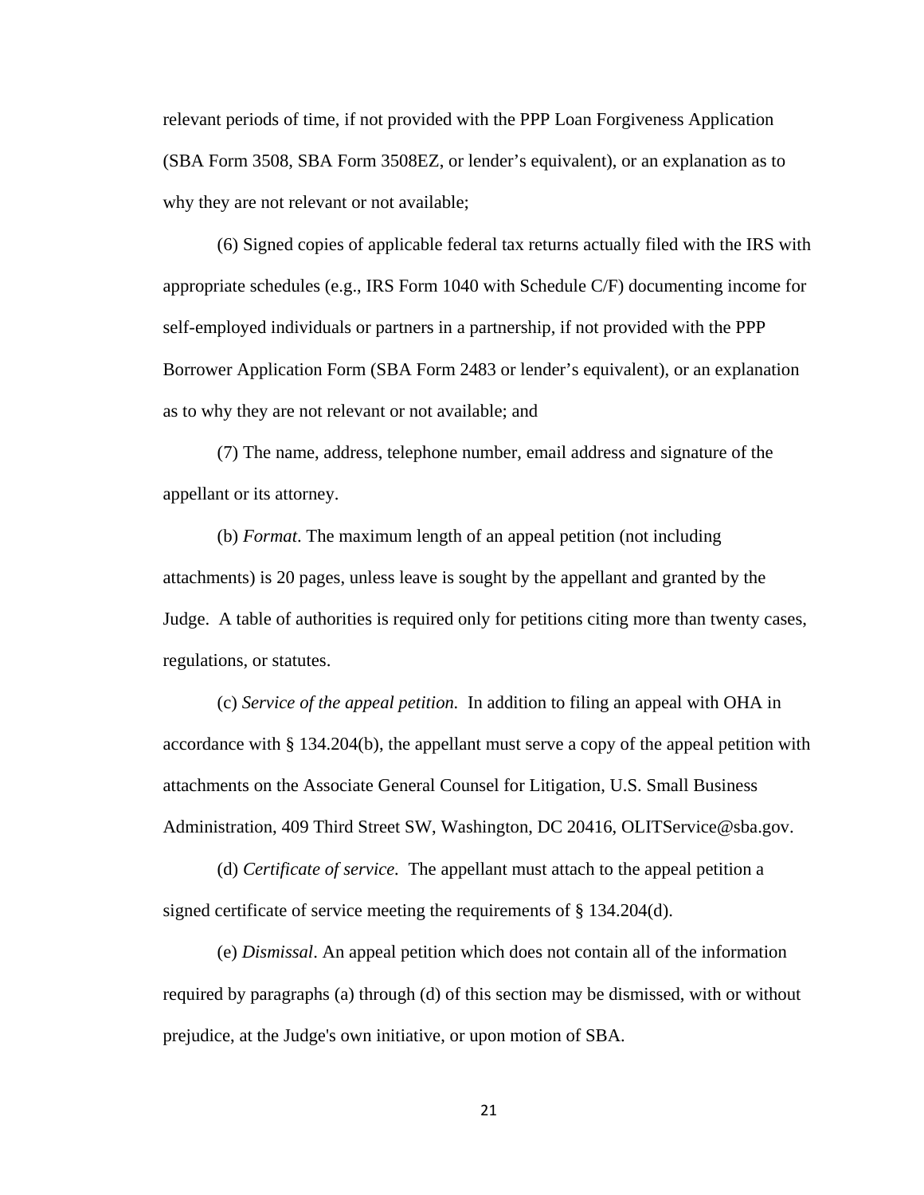relevant periods of time, if not provided with the PPP Loan Forgiveness Application (SBA Form 3508, SBA Form 3508EZ, or lender's equivalent), or an explanation as to why they are not relevant or not available;

(6) Signed copies of applicable federal tax returns actually filed with the IRS with appropriate schedules (e.g., IRS Form 1040 with Schedule C/F) documenting income for self-employed individuals or partners in a partnership, if not provided with the PPP Borrower Application Form (SBA Form 2483 or lender's equivalent), or an explanation as to why they are not relevant or not available; and

(7) The name, address, telephone number, email address and signature of the appellant or its attorney.

(b) *Format*. The maximum length of an appeal petition (not including attachments) is 20 pages, unless leave is sought by the appellant and granted by the Judge. A table of authorities is required only for petitions citing more than twenty cases, regulations, or statutes.

(c) *Service of the appeal petition.* In addition to filing an appeal with OHA in accordance with § 134.204(b), the appellant must serve a copy of the appeal petition with attachments on the Associate General Counsel for Litigation, U.S. Small Business Administration, 409 Third Street SW, Washington, DC 20416, OLITService@sba.gov.

(d) *Certificate of service.* The appellant must attach to the appeal petition a signed certificate of service meeting the requirements of § 134.204(d).

(e) *Dismissal*. An appeal petition which does not contain all of the information required by paragraphs (a) through (d) of this section may be dismissed, with or without prejudice, at the Judge's own initiative, or upon motion of SBA.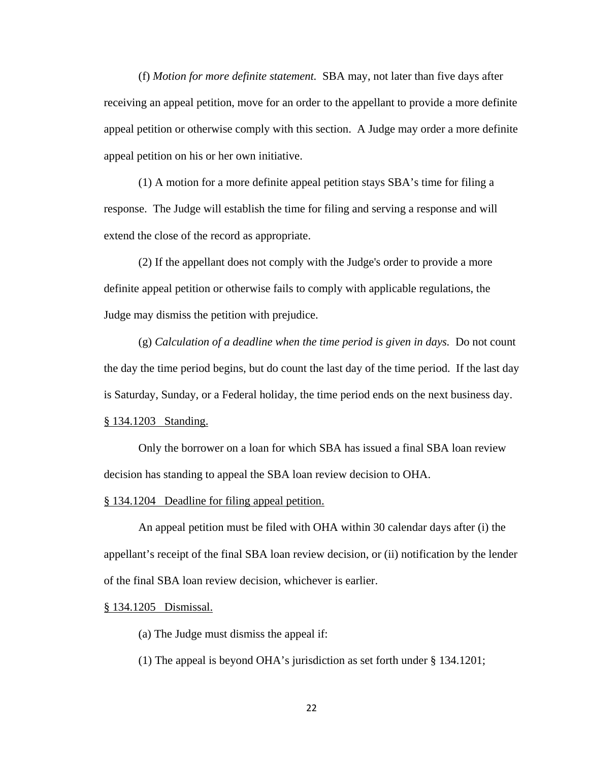(f) *Motion for more definite statement.* SBA may, not later than five days after receiving an appeal petition, move for an order to the appellant to provide a more definite appeal petition or otherwise comply with this section. A Judge may order a more definite appeal petition on his or her own initiative.

(1) A motion for a more definite appeal petition stays SBA's time for filing a response. The Judge will establish the time for filing and serving a response and will extend the close of the record as appropriate.

(2) If the appellant does not comply with the Judge's order to provide a more definite appeal petition or otherwise fails to comply with applicable regulations, the Judge may dismiss the petition with prejudice.

(g) *Calculation of a deadline when the time period is given in days.* Do not count the day the time period begins, but do count the last day of the time period. If the last day is Saturday, Sunday, or a Federal holiday, the time period ends on the next business day.

§ 134.1203 Standing.

Only the borrower on a loan for which SBA has issued a final SBA loan review decision has standing to appeal the SBA loan review decision to OHA.

§ 134.1204 Deadline for filing appeal petition.

An appeal petition must be filed with OHA within 30 calendar days after (i) the appellant's receipt of the final SBA loan review decision, or (ii) notification by the lender of the final SBA loan review decision, whichever is earlier.

§ 134.1205 Dismissal.

(a) The Judge must dismiss the appeal if:

(1) The appeal is beyond OHA's jurisdiction as set forth under § 134.1201;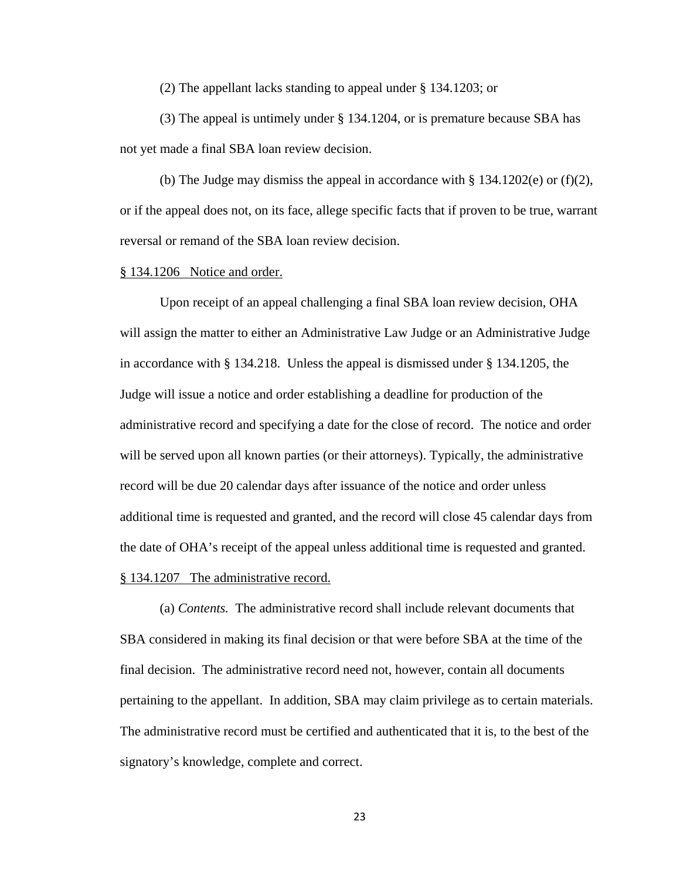(2) The appellant lacks standing to appeal under § 134.1203; or

(3) The appeal is untimely under § 134.1204, or is premature because SBA has not yet made a final SBA loan review decision.

(b) The Judge may dismiss the appeal in accordance with § 134.1202(e) or (f)(2), or if the appeal does not, on its face, allege specific facts that if proven to be true, warrant reversal or remand of the SBA loan review decision.

§ 134.1206 Notice and order.

Upon receipt of an appeal challenging a final SBA loan review decision, OHA will assign the matter to either an Administrative Law Judge or an Administrative Judge in accordance with § 134.218. Unless the appeal is dismissed under § 134.1205, the Judge will issue a notice and order establishing a deadline for production of the administrative record and specifying a date for the close of record. The notice and order will be served upon all known parties (or their attorneys). Typically, the administrative record will be due 20 calendar days after issuance of the notice and order unless additional time is requested and granted, and the record will close 45 calendar days from the date of OHA's receipt of the appeal unless additional time is requested and granted.

§ 134.1207 The administrative record.

(a) *Contents.* The administrative record shall include relevant documents that SBA considered in making its final decision or that were before SBA at the time of the final decision. The administrative record need not, however, contain all documents pertaining to the appellant. In addition, SBA may claim privilege as to certain materials. The administrative record must be certified and authenticated that it is, to the best of the signatory's knowledge, complete and correct.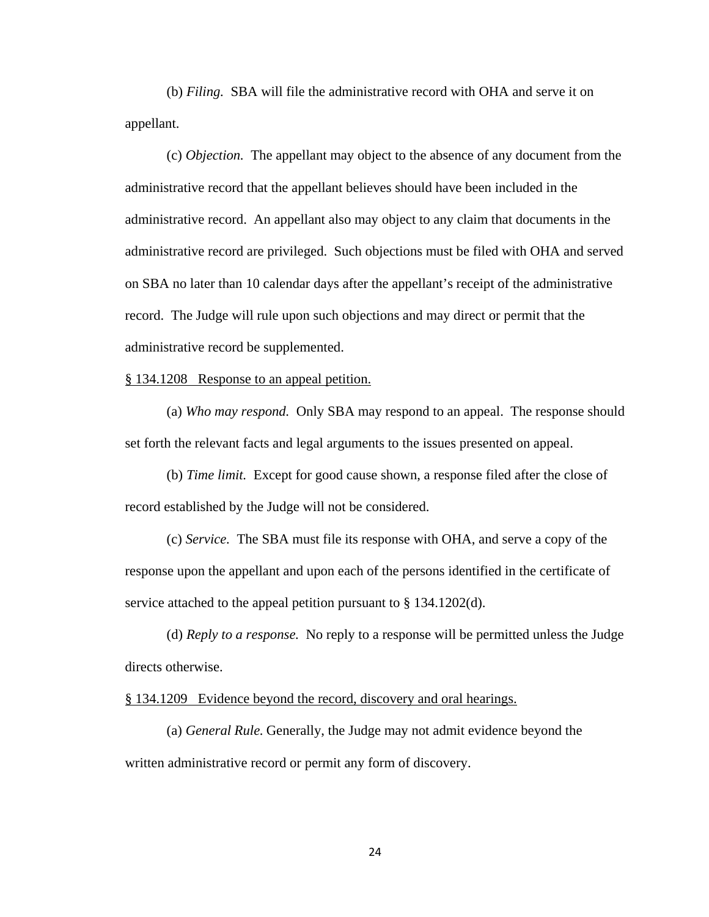(b) *Filing.* SBA will file the administrative record with OHA and serve it on appellant.

(c) *Objection.* The appellant may object to the absence of any document from the administrative record that the appellant believes should have been included in the administrative record. An appellant also may object to any claim that documents in the administrative record are privileged. Such objections must be filed with OHA and served on SBA no later than 10 calendar days after the appellant's receipt of the administrative record. The Judge will rule upon such objections and may direct or permit that the administrative record be supplemented.

§ 134.1208 Response to an appeal petition.

(a) *Who may respond.* Only SBA may respond to an appeal. The response should set forth the relevant facts and legal arguments to the issues presented on appeal.

(b) *Time limit.* Except for good cause shown, a response filed after the close of record established by the Judge will not be considered.

(c) *Service.* The SBA must file its response with OHA, and serve a copy of the response upon the appellant and upon each of the persons identified in the certificate of service attached to the appeal petition pursuant to § 134.1202(d).

(d) *Reply to a response.* No reply to a response will be permitted unless the Judge directs otherwise.

§ 134.1209 Evidence beyond the record, discovery and oral hearings.

(a) *General Rule.* Generally, the Judge may not admit evidence beyond the written administrative record or permit any form of discovery.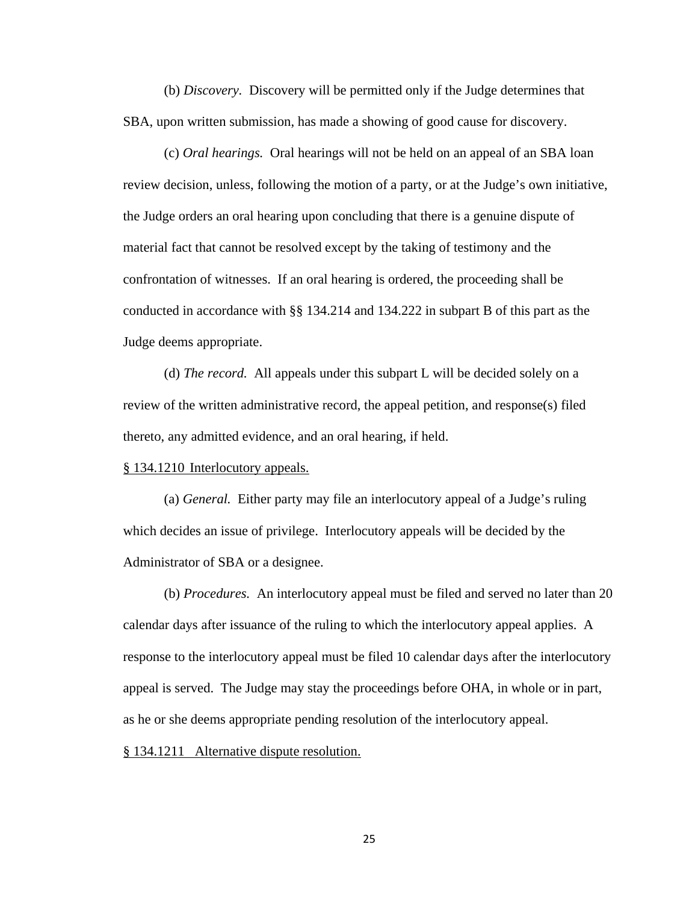(b) *Discovery*. Discovery will be permitted only if the Judge determines that SBA, upon written submission, has made a showing of good cause for discovery.

(c) *Oral hearings.* Oral hearings will not be held on an appeal of an SBA loan review decision, unless, following the motion of a party, or at the Judge's own initiative, the Judge orders an oral hearing upon concluding that there is a genuine dispute of material fact that cannot be resolved except by the taking of testimony and the confrontation of witnesses. If an oral hearing is ordered, the proceeding shall be conducted in accordance with §§ 134.214 and 134.222 in subpart B of this part as the Judge deems appropriate.

(d) *The record.* All appeals under this subpart L will be decided solely on a review of the written administrative record, the appeal petition, and response(s) filed thereto, any admitted evidence, and an oral hearing, if held.

<u>§ 134.1210 Interlocutory appeals.</u>

(a) *General.* Either party may file an interlocutory appeal of a Judge's ruling which decides an issue of privilege. Interlocutory appeals will be decided by the Administrator of SBA or a designee.

(b) *Procedures.* An interlocutory appeal must be filed and served no later than 20 calendar days after issuance of the ruling to which the interlocutory appeal applies. A response to the interlocutory appeal must be filed 10 calendar days after the interlocutory appeal is served. The Judge may stay the proceedings before OHA, in whole or in part, as he or she deems appropriate pending resolution of the interlocutory appeal.

<u>§ 134.1211 Alternative dispute resolution.</u>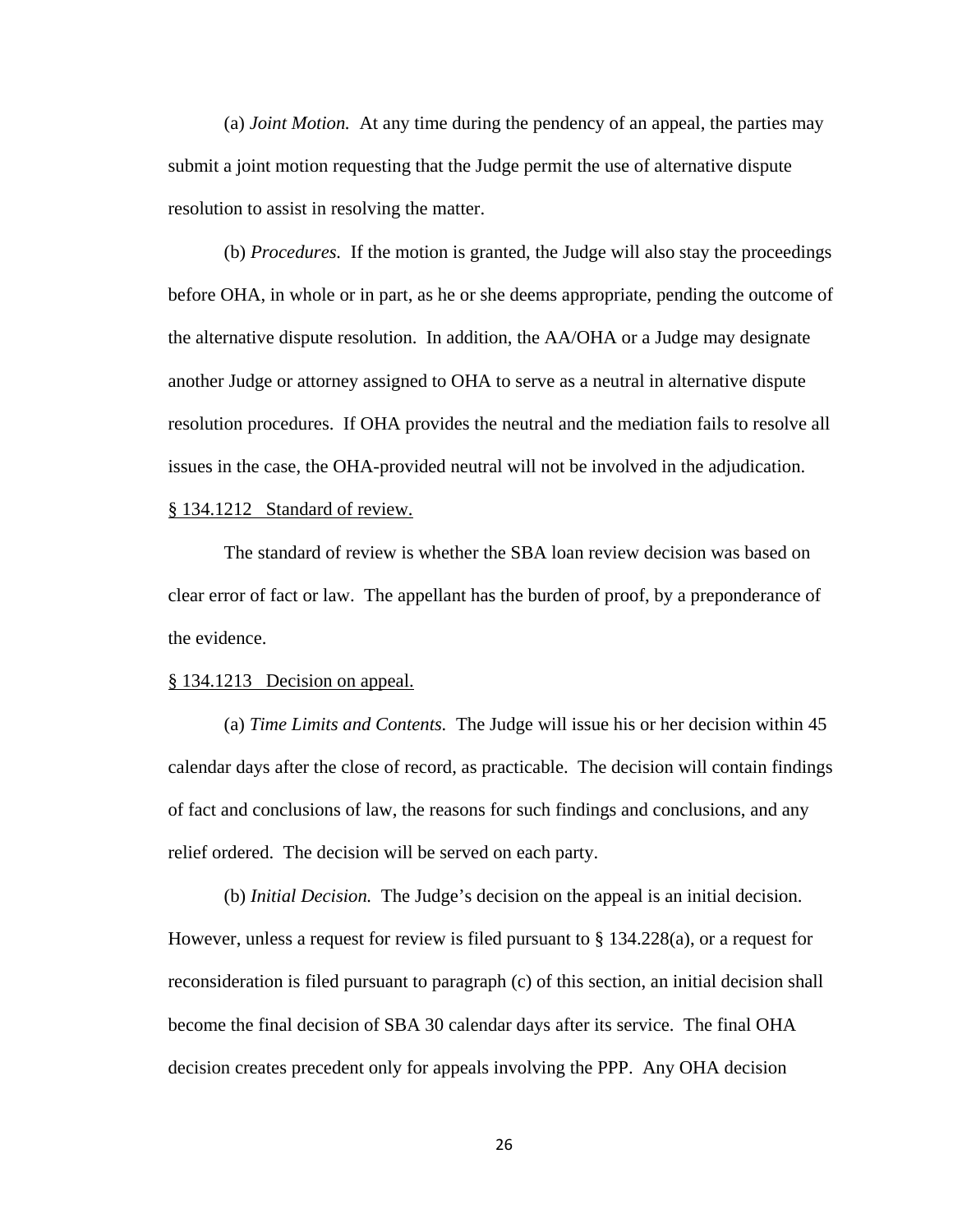(a) *Joint Motion.* At any time during the pendency of an appeal, the parties may submit a joint motion requesting that the Judge permit the use of alternative dispute resolution to assist in resolving the matter.

(b) *Procedures.* If the motion is granted, the Judge will also stay the proceedings before OHA, in whole or in part, as he or she deems appropriate, pending the outcome of the alternative dispute resolution. In addition, the AA/OHA or a Judge may designate another Judge or attorney assigned to OHA to serve as a neutral in alternative dispute resolution procedures. If OHA provides the neutral and the mediation fails to resolve all issues in the case, the OHA-provided neutral will not be involved in the adjudication.

<u>§ 134.1212 Standard of review.</u>

The standard of review is whether the SBA loan review decision was based on clear error of fact or law. The appellant has the burden of proof, by a preponderance of the evidence.

<u>§ 134.1213 Decision on appeal.</u>

(a) *Time Limits and Contents.* The Judge will issue his or her decision within 45 calendar days after the close of record, as practicable. The decision will contain findings of fact and conclusions of law, the reasons for such findings and conclusions, and any relief ordered. The decision will be served on each party.

(b) *Initial Decision.* The Judge's decision on the appeal is an initial decision. However, unless a request for review is filed pursuant to § 134.228(a), or a request for reconsideration is filed pursuant to paragraph (c) of this section, an initial decision shall become the final decision of SBA 30 calendar days after its service. The final OHA decision creates precedent only for appeals involving the PPP. Any OHA decision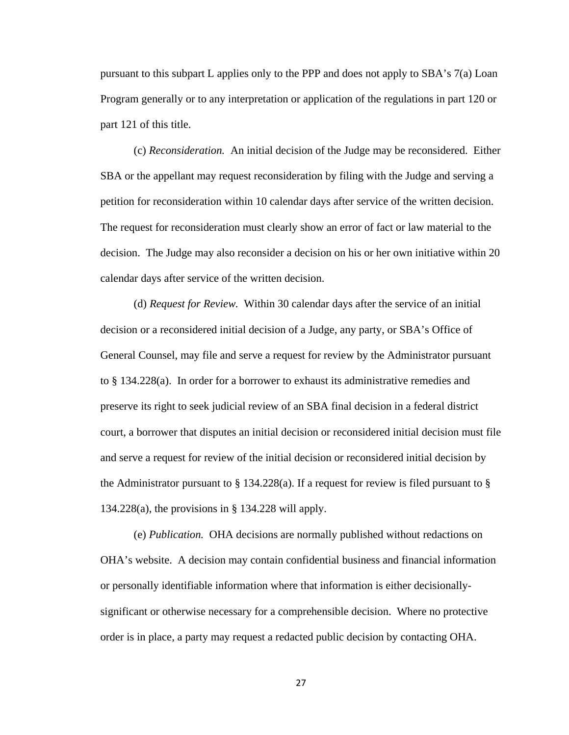pursuant to this subpart L applies only to the PPP and does not apply to SBA's 7(a) Loan Program generally or to any interpretation or application of the regulations in part 120 or part 121 of this title.

(c) *Reconsideration.* An initial decision of the Judge may be reconsidered. Either SBA or the appellant may request reconsideration by filing with the Judge and serving a petition for reconsideration within 10 calendar days after service of the written decision. The request for reconsideration must clearly show an error of fact or law material to the decision. The Judge may also reconsider a decision on his or her own initiative within 20 calendar days after service of the written decision.

(d) *Request for Review.* Within 30 calendar days after the service of an initial decision or a reconsidered initial decision of a Judge, any party, or SBA's Office of General Counsel, may file and serve a request for review by the Administrator pursuant to § 134.228(a). In order for a borrower to exhaust its administrative remedies and preserve its right to seek judicial review of an SBA final decision in a federal district court, a borrower that disputes an initial decision or reconsidered initial decision must file and serve a request for review of the initial decision or reconsidered initial decision by the Administrator pursuant to § 134.228(a). If a request for review is filed pursuant to § 134.228(a), the provisions in § 134.228 will apply.

(e) *Publication.* OHA decisions are normally published without redactions on OHA's website. A decision may contain confidential business and financial information or personally identifiable information where that information is either decisionally-significant or otherwise necessary for a comprehensible decision. Where no protective order is in place, a party may request a redacted public decision by contacting OHA.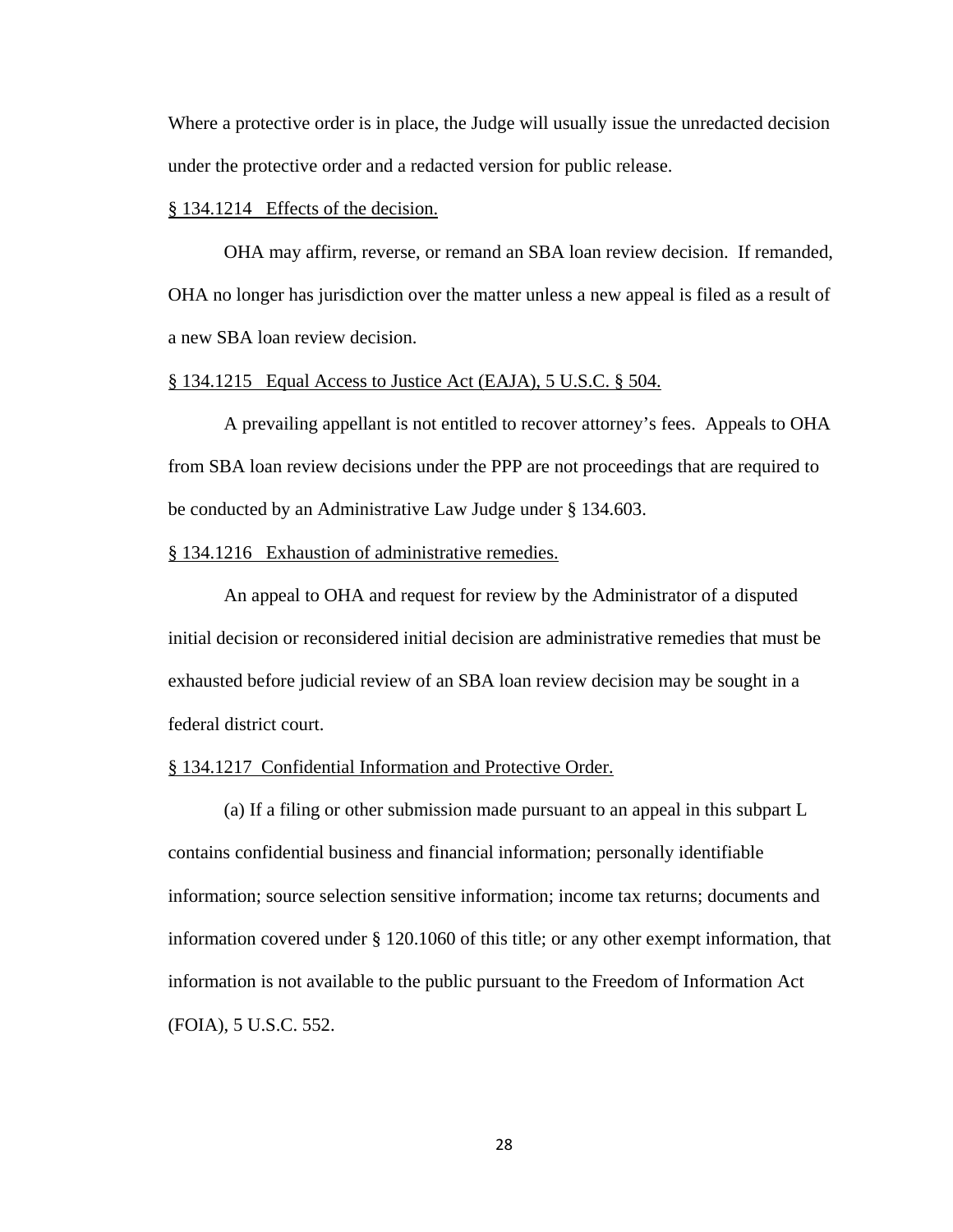Where a protective order is in place, the Judge will usually issue the unredacted decision under the protective order and a redacted version for public release.

§ 134.1214 Effects of the decision.

OHA may affirm, reverse, or remand an SBA loan review decision. If remanded, OHA no longer has jurisdiction over the matter unless a new appeal is filed as a result of a new SBA loan review decision.

§ 134.1215 Equal Access to Justice Act (EAJA), 5 U.S.C. § 504.

A prevailing appellant is not entitled to recover attorney's fees. Appeals to OHA from SBA loan review decisions under the PPP are not proceedings that are required to be conducted by an Administrative Law Judge under § 134.603.

§ 134.1216 Exhaustion of administrative remedies.

An appeal to OHA and request for review by the Administrator of a disputed initial decision or reconsidered initial decision are administrative remedies that must be exhausted before judicial review of an SBA loan review decision may be sought in a federal district court.

§ 134.1217 Confidential Information and Protective Order.

(a) If a filing or other submission made pursuant to an appeal in this subpart L contains confidential business and financial information; personally identifiable information; source selection sensitive information; income tax returns; documents and information covered under § 120.1060 of this title; or any other exempt information, that information is not available to the public pursuant to the Freedom of Information Act (FOIA), 5 U.S.C. 552.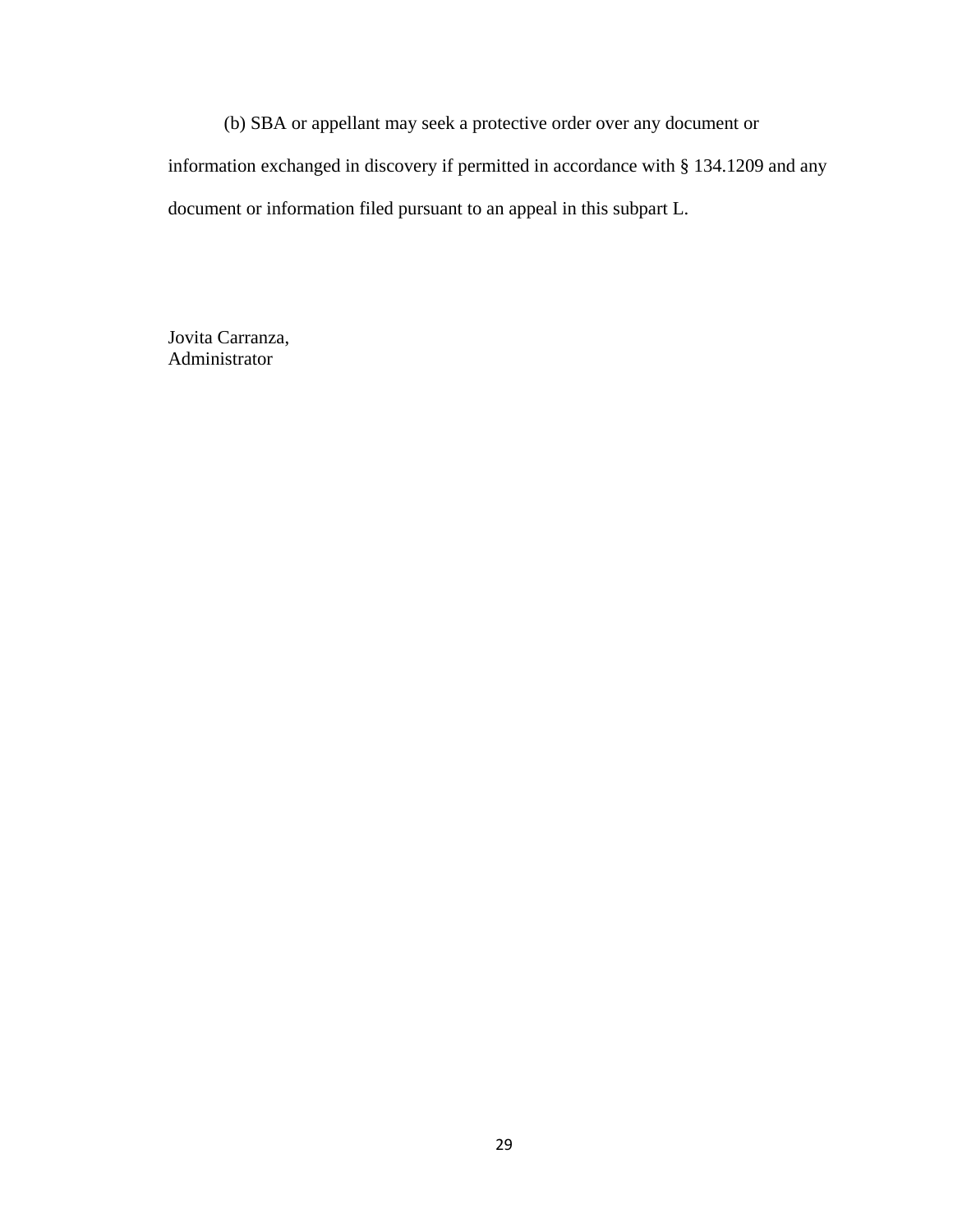(b) SBA or appellant may seek a protective order over any document or information exchanged in discovery if permitted in accordance with § 134.1209 and any document or information filed pursuant to an appeal in this subpart L.

Jovita Carranza,
Administrator